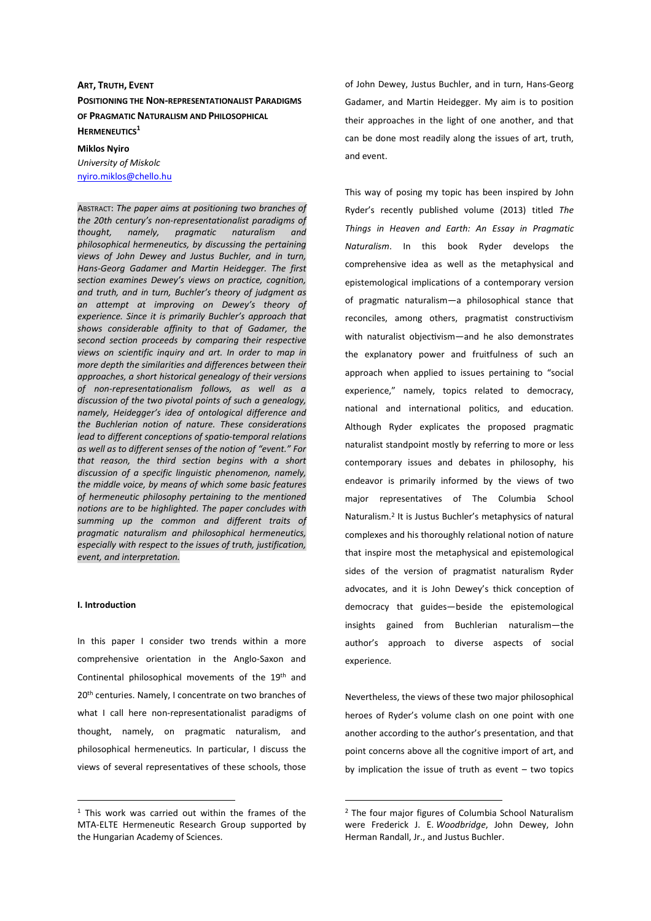# ART, TRUTH, EVENT

## POSITIONING THE NON-REPRESENTATIONALIST PARADIGMS OF PRAGMATIC NATURALISM AND PHILOSOPHICAL HERMENEUTICS[1]

**Miklos Nyiro**
*University of Miskolc*
nyiro.miklos@chello.hu

ABSTRACT: *The paper aims at positioning two branches of the 20th century's non-representationalist paradigms of thought, namely, pragmatic naturalism and philosophical hermeneutics, by discussing the pertaining views of John Dewey and Justus Buchler, and in turn, Hans-Georg Gadamer and Martin Heidegger. The first section examines Dewey's views on practice, cognition, and truth, and in turn, Buchler's theory of judgment as an attempt at improving on Dewey's theory of experience. Since it is primarily Buchler's approach that shows considerable affinity to that of Gadamer, the second section proceeds by comparing their respective views on scientific inquiry and art. In order to map in more depth the similarities and differences between their approaches, a short historical genealogy of their versions of non-representationalism follows, as well as a discussion of the two pivotal points of such a genealogy, namely, Heidegger's idea of ontological difference and the Buchlerian notion of nature. These considerations lead to different conceptions of spatio-temporal relations as well as to different senses of the notion of "event." For that reason, the third section begins with a short discussion of a specific linguistic phenomenon, namely, the middle voice, by means of which some basic features of hermeneutic philosophy pertaining to the mentioned notions are to be highlighted. The paper concludes with summing up the common and different traits of pragmatic naturalism and philosophical hermeneutics, especially with respect to the issues of truth, justification, event, and interpretation.*

### I. Introduction

In this paper I consider two trends within a more comprehensive orientation in the Anglo-Saxon and Continental philosophical movements of the 19th and 20th centuries. Namely, I concentrate on two branches of what I call here non-representationalist paradigms of thought, namely, on pragmatic naturalism, and philosophical hermeneutics. In particular, I discuss the views of several representatives of these schools, those of John Dewey, Justus Buchler, and in turn, Hans-Georg Gadamer, and Martin Heidegger. My aim is to position their approaches in the light of one another, and that can be done most readily along the issues of art, truth, and event.

This way of posing my topic has been inspired by John Ryder's recently published volume (2013) titled *The Things in Heaven and Earth: An Essay in Pragmatic Naturalism*. In this book Ryder develops the comprehensive idea as well as the metaphysical and epistemological implications of a contemporary version of pragmatic naturalism—a philosophical stance that reconciles, among others, pragmatist constructivism with naturalist objectivism—and he also demonstrates the explanatory power and fruitfulness of such an approach when applied to issues pertaining to "social experience," namely, topics related to democracy, national and international politics, and education. Although Ryder explicates the proposed pragmatic naturalist standpoint mostly by referring to more or less contemporary issues and debates in philosophy, his endeavor is primarily informed by the views of two major representatives of The Columbia School Naturalism.[2] It is Justus Buchler's metaphysics of natural complexes and his thoroughly relational notion of nature that inspire most the metaphysical and epistemological sides of the version of pragmatist naturalism Ryder advocates, and it is John Dewey's thick conception of democracy that guides—beside the epistemological insights gained from Buchlerian naturalism—the author's approach to diverse aspects of social experience.

Nevertheless, the views of these two major philosophical heroes of Ryder's volume clash on one point with one another according to the author's presentation, and that point concerns above all the cognitive import of art, and by implication the issue of truth as event – two topics

---

[1] This work was carried out within the frames of the MTA-ELTE Hermeneutic Research Group supported by the Hungarian Academy of Sciences.

[2] The four major figures of Columbia School Naturalism were Frederick J. E. *Woodbridge*, John Dewey, John Herman Randall, Jr., and Justus Buchler.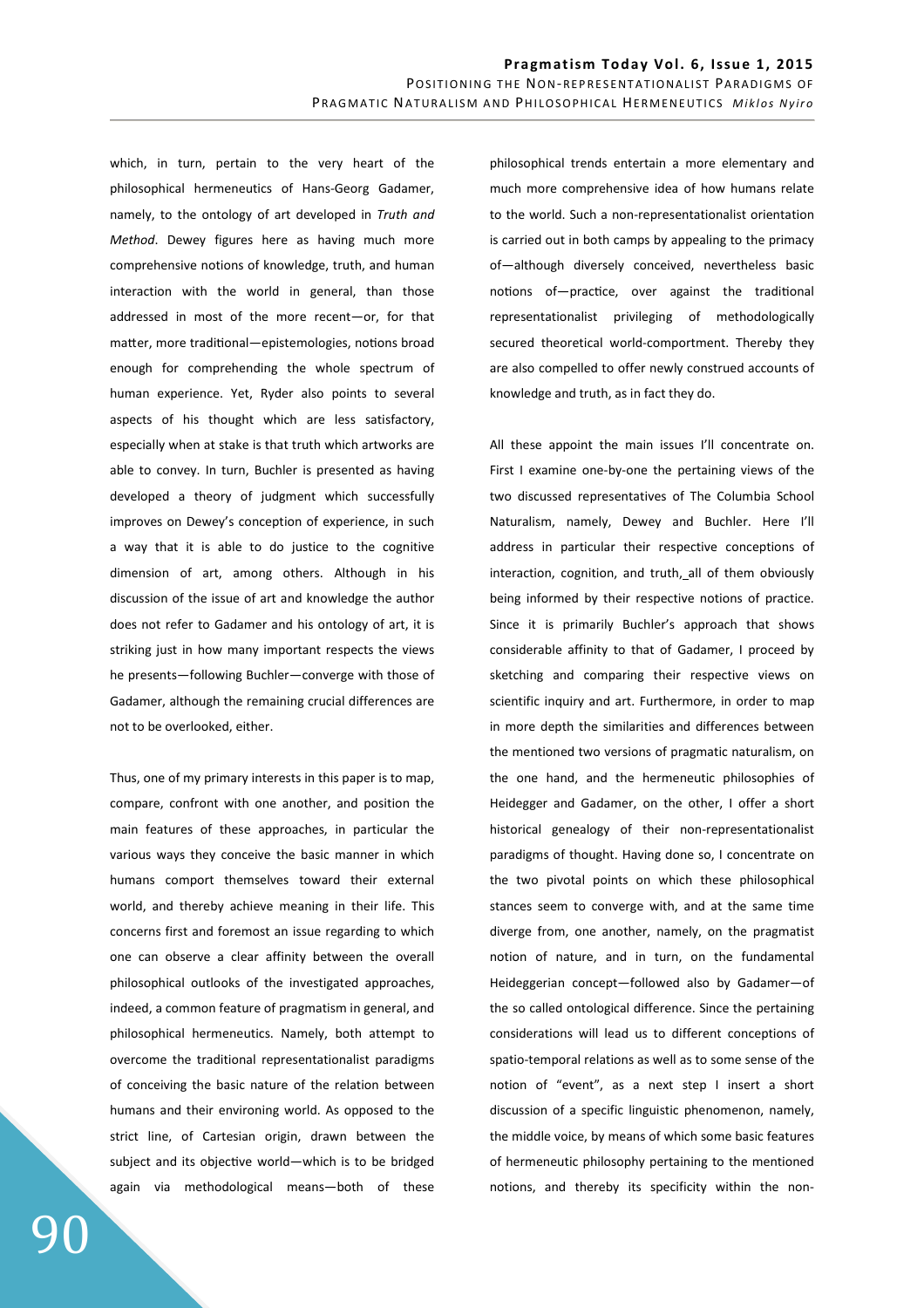which, in turn, pertain to the very heart of the philosophical hermeneutics of Hans-Georg Gadamer, namely, to the ontology of art developed in *Truth and Method*. Dewey figures here as having much more comprehensive notions of knowledge, truth, and human interaction with the world in general, than those addressed in most of the more recent—or, for that matter, more traditional—epistemologies, notions broad enough for comprehending the whole spectrum of human experience. Yet, Ryder also points to several aspects of his thought which are less satisfactory, especially when at stake is that truth which artworks are able to convey. In turn, Buchler is presented as having developed a theory of judgment which successfully improves on Dewey's conception of experience, in such a way that it is able to do justice to the cognitive dimension of art, among others. Although in his discussion of the issue of art and knowledge the author does not refer to Gadamer and his ontology of art, it is striking just in how many important respects the views he presents—following Buchler—converge with those of Gadamer, although the remaining crucial differences are not to be overlooked, either.

Thus, one of my primary interests in this paper is to map, compare, confront with one another, and position the main features of these approaches, in particular the various ways they conceive the basic manner in which humans comport themselves toward their external world, and thereby achieve meaning in their life. This concerns first and foremost an issue regarding to which one can observe a clear affinity between the overall philosophical outlooks of the investigated approaches, indeed, a common feature of pragmatism in general, and philosophical hermeneutics. Namely, both attempt to overcome the traditional representationalist paradigms of conceiving the basic nature of the relation between humans and their environing world. As opposed to the strict line, of Cartesian origin, drawn between the subject and its objective world—which is to be bridged again via methodological means—both of these philosophical trends entertain a more elementary and much more comprehensive idea of how humans relate to the world. Such a non-representationalist orientation is carried out in both camps by appealing to the primacy of—although diversely conceived, nevertheless basic notions of—practice, over against the traditional representationalist privileging of methodologically secured theoretical world-comportment. Thereby they are also compelled to offer newly construed accounts of knowledge and truth, as in fact they do.

All these appoint the main issues I'll concentrate on. First I examine one-by-one the pertaining views of the two discussed representatives of The Columbia School Naturalism, namely, Dewey and Buchler. Here I'll address in particular their respective conceptions of interaction, cognition, and truth, all of them obviously being informed by their respective notions of practice. Since it is primarily Buchler's approach that shows considerable affinity to that of Gadamer, I proceed by sketching and comparing their respective views on scientific inquiry and art. Furthermore, in order to map in more depth the similarities and differences between the mentioned two versions of pragmatic naturalism, on the one hand, and the hermeneutic philosophies of Heidegger and Gadamer, on the other, I offer a short historical genealogy of their non-representationalist paradigms of thought. Having done so, I concentrate on the two pivotal points on which these philosophical stances seem to converge with, and at the same time diverge from, one another, namely, on the pragmatist notion of nature, and in turn, on the fundamental Heideggerian concept—followed also by Gadamer—of the so called ontological difference. Since the pertaining considerations will lead us to different conceptions of spatio-temporal relations as well as to some sense of the notion of "event", as a next step I insert a short discussion of a specific linguistic phenomenon, namely, the middle voice, by means of which some basic features of hermeneutic philosophy pertaining to the mentioned notions, and thereby its specificity within the non-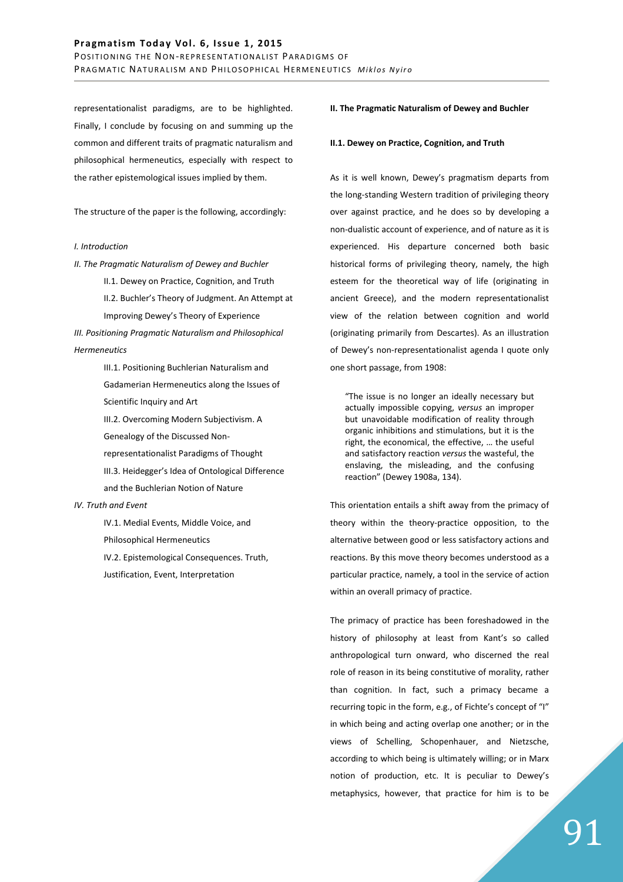representationalist paradigms, are to be highlighted. Finally, I conclude by focusing on and summing up the common and different traits of pragmatic naturalism and philosophical hermeneutics, especially with respect to the rather epistemological issues implied by them.

The structure of the paper is the following, accordingly:

*I. Introduction*

*II. The Pragmatic Naturalism of Dewey and Buchler*

- II.1. Dewey on Practice, Cognition, and Truth
- II.2. Buchler's Theory of Judgment. An Attempt at Improving Dewey's Theory of Experience

*III. Positioning Pragmatic Naturalism and Philosophical Hermeneutics*

- III.1. Positioning Buchlerian Naturalism and Gadamerian Hermeneutics along the Issues of Scientific Inquiry and Art
- III.2. Overcoming Modern Subjectivism. A Genealogy of the Discussed Non-representationalist Paradigms of Thought
- III.3. Heidegger's Idea of Ontological Difference and the Buchlerian Notion of Nature

*IV. Truth and Event*

- IV.1. Medial Events, Middle Voice, and Philosophical Hermeneutics
- IV.2. Epistemological Consequences. Truth, Justification, Event, Interpretation

## II. The Pragmatic Naturalism of Dewey and Buchler

### II.1. Dewey on Practice, Cognition, and Truth

As it is well known, Dewey's pragmatism departs from the long-standing Western tradition of privileging theory over against practice, and he does so by developing a non-dualistic account of experience, and of nature as it is experienced. His departure concerned both basic historical forms of privileging theory, namely, the high esteem for the theoretical way of life (originating in ancient Greece), and the modern representationalist view of the relation between cognition and world (originating primarily from Descartes). As an illustration of Dewey's non-representationalist agenda I quote only one short passage, from 1908:

> "The issue is no longer an ideally necessary but actually impossible copying, *versus* an improper but unavoidable modification of reality through organic inhibitions and stimulations, but it is the right, the economical, the effective, … the useful and satisfactory reaction *versus* the wasteful, the enslaving, the misleading, and the confusing reaction" (Dewey 1908a, 134).

This orientation entails a shift away from the primacy of theory within the theory-practice opposition, to the alternative between good or less satisfactory actions and reactions. By this move theory becomes understood as a particular practice, namely, a tool in the service of action within an overall primacy of practice.

The primacy of practice has been foreshadowed in the history of philosophy at least from Kant's so called anthropological turn onward, who discerned the real role of reason in its being constitutive of morality, rather than cognition. In fact, such a primacy became a recurring topic in the form, e.g., of Fichte's concept of "I" in which being and acting overlap one another; or in the views of Schelling, Schopenhauer, and Nietzsche, according to which being is ultimately willing; or in Marx notion of production, etc. It is peculiar to Dewey's metaphysics, however, that practice for him is to be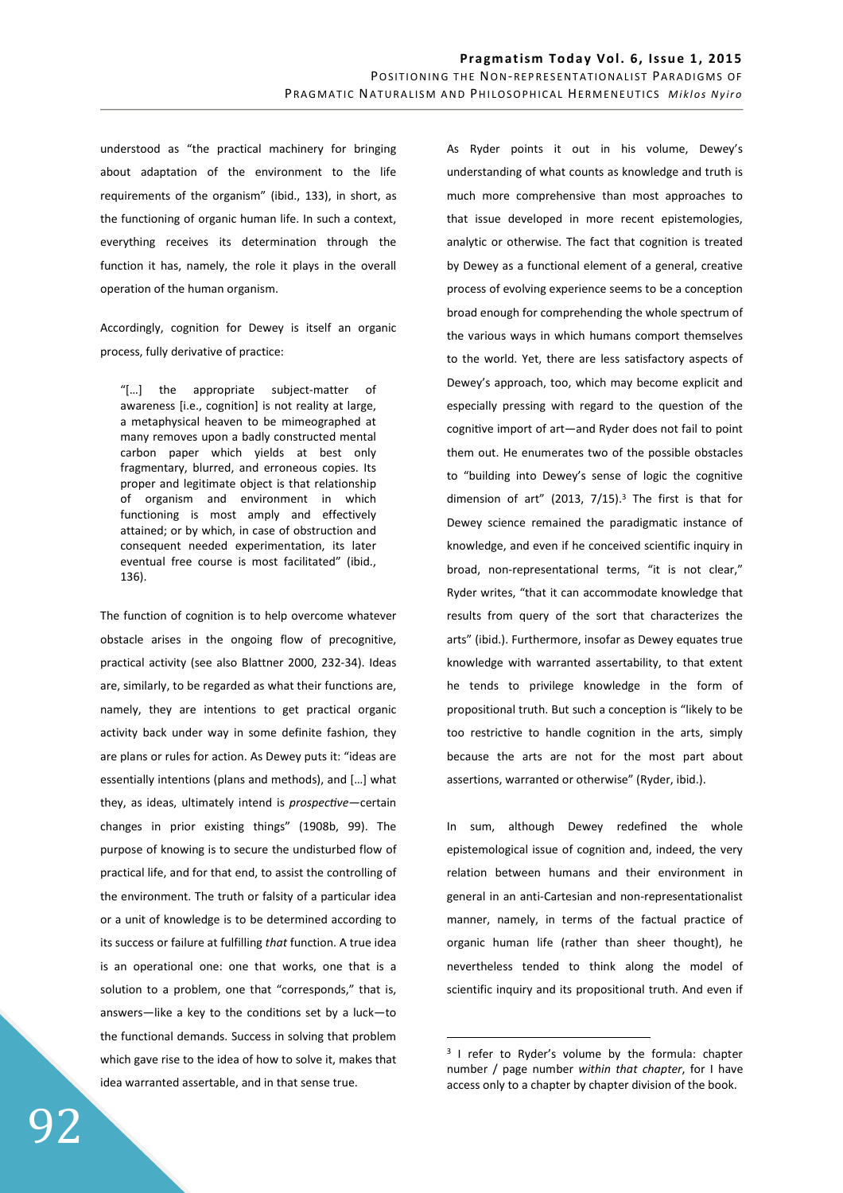understood as "the practical machinery for bringing about adaptation of the environment to the life requirements of the organism" (ibid., 133), in short, as the functioning of organic human life. In such a context, everything receives its determination through the function it has, namely, the role it plays in the overall operation of the human organism.

Accordingly, cognition for Dewey is itself an organic process, fully derivative of practice:

> "[…] the appropriate subject-matter of awareness [i.e., cognition] is not reality at large, a metaphysical heaven to be mimeographed at many removes upon a badly constructed mental carbon paper which yields at best only fragmentary, blurred, and erroneous copies. Its proper and legitimate object is that relationship of organism and environment in which functioning is most amply and effectively attained; or by which, in case of obstruction and consequent needed experimentation, its later eventual free course is most facilitated" (ibid., 136).

The function of cognition is to help overcome whatever obstacle arises in the ongoing flow of precognitive, practical activity (see also Blattner 2000, 232-34). Ideas are, similarly, to be regarded as what their functions are, namely, they are intentions to get practical organic activity back under way in some definite fashion, they are plans or rules for action. As Dewey puts it: "ideas are essentially intentions (plans and methods), and […] what they, as ideas, ultimately intend is *prospective*—certain changes in prior existing things" (1908b, 99). The purpose of knowing is to secure the undisturbed flow of practical life, and for that end, to assist the controlling of the environment. The truth or falsity of a particular idea or a unit of knowledge is to be determined according to its success or failure at fulfilling *that* function. A true idea is an operational one: one that works, one that is a solution to a problem, one that "corresponds," that is, answers—like a key to the conditions set by a luck—to the functional demands. Success in solving that problem which gave rise to the idea of how to solve it, makes that idea warranted assertable, and in that sense true.

As Ryder points it out in his volume, Dewey's understanding of what counts as knowledge and truth is much more comprehensive than most approaches to that issue developed in more recent epistemologies, analytic or otherwise. The fact that cognition is treated by Dewey as a functional element of a general, creative process of evolving experience seems to be a conception broad enough for comprehending the whole spectrum of the various ways in which humans comport themselves to the world. Yet, there are less satisfactory aspects of Dewey's approach, too, which may become explicit and especially pressing with regard to the question of the cognitive import of art—and Ryder does not fail to point them out. He enumerates two of the possible obstacles to "building into Dewey's sense of logic the cognitive dimension of art" (2013, 7/15).[3] The first is that for Dewey science remained the paradigmatic instance of knowledge, and even if he conceived scientific inquiry in broad, non-representational terms, "it is not clear," Ryder writes, "that it can accommodate knowledge that results from query of the sort that characterizes the arts" (ibid.). Furthermore, insofar as Dewey equates true knowledge with warranted assertability, to that extent he tends to privilege knowledge in the form of propositional truth. But such a conception is "likely to be too restrictive to handle cognition in the arts, simply because the arts are not for the most part about assertions, warranted or otherwise" (Ryder, ibid.).

In sum, although Dewey redefined the whole epistemological issue of cognition and, indeed, the very relation between humans and their environment in general in an anti-Cartesian and non-representationalist manner, namely, in terms of the factual practice of organic human life (rather than sheer thought), he nevertheless tended to think along the model of scientific inquiry and its propositional truth. And even if

[3] I refer to Ryder's volume by the formula: chapter number / page number *within that chapter*, for I have access only to a chapter by chapter division of the book.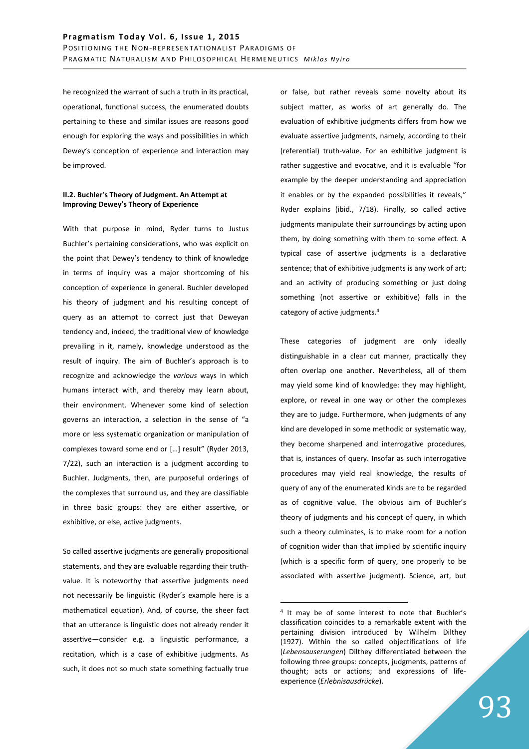he recognized the warrant of such a truth in its practical, operational, functional success, the enumerated doubts pertaining to these and similar issues are reasons good enough for exploring the ways and possibilities in which Dewey's conception of experience and interaction may be improved.

### II.2. Buchler's Theory of Judgment. An Attempt at Improving Dewey's Theory of Experience

With that purpose in mind, Ryder turns to Justus Buchler's pertaining considerations, who was explicit on the point that Dewey's tendency to think of knowledge in terms of inquiry was a major shortcoming of his conception of experience in general. Buchler developed his theory of judgment and his resulting concept of query as an attempt to correct just that Deweyan tendency and, indeed, the traditional view of knowledge prevailing in it, namely, knowledge understood as the result of inquiry. The aim of Buchler's approach is to recognize and acknowledge the *various* ways in which humans interact with, and thereby may learn about, their environment. Whenever some kind of selection governs an interaction, a selection in the sense of "a more or less systematic organization or manipulation of complexes toward some end or […] result" (Ryder 2013, 7/22), such an interaction is a judgment according to Buchler. Judgments, then, are purposeful orderings of the complexes that surround us, and they are classifiable in three basic groups: they are either assertive, or exhibitive, or else, active judgments.

So called assertive judgments are generally propositional statements, and they are evaluable regarding their truth-value. It is noteworthy that assertive judgments need not necessarily be linguistic (Ryder's example here is a mathematical equation). And, of course, the sheer fact that an utterance is linguistic does not already render it assertive—consider e.g. a linguistic performance, a recitation, which is a case of exhibitive judgments. As such, it does not so much state something factually true or false, but rather reveals some novelty about its subject matter, as works of art generally do. The evaluation of exhibitive judgments differs from how we evaluate assertive judgments, namely, according to their (referential) truth-value. For an exhibitive judgment is rather suggestive and evocative, and it is evaluable "for example by the deeper understanding and appreciation it enables or by the expanded possibilities it reveals," Ryder explains (ibid., 7/18). Finally, so called active judgments manipulate their surroundings by acting upon them, by doing something with them to some effect. A typical case of assertive judgments is a declarative sentence; that of exhibitive judgments is any work of art; and an activity of producing something or just doing something (not assertive or exhibitive) falls in the category of active judgments.[4]

These categories of judgment are only ideally distinguishable in a clear cut manner, practically they often overlap one another. Nevertheless, all of them may yield some kind of knowledge: they may highlight, explore, or reveal in one way or other the complexes they are to judge. Furthermore, when judgments of any kind are developed in some methodic or systematic way, they become sharpened and interrogative procedures, that is, instances of query. Insofar as such interrogative procedures may yield real knowledge, the results of query of any of the enumerated kinds are to be regarded as of cognitive value. The obvious aim of Buchler's theory of judgments and his concept of query, in which such a theory culminates, is to make room for a notion of cognition wider than that implied by scientific inquiry (which is a specific form of query, one properly to be associated with assertive judgment). Science, art, but

---

[4] It may be of some interest to note that Buchler's classification coincides to a remarkable extent with the pertaining division introduced by Wilhelm Dilthey (1927). Within the so called objectifications of life (*Lebensauserungen*) Dilthey differentiated between the following three groups: concepts, judgments, patterns of thought; acts or actions; and expressions of life-experience (*Erlebnisausdrücke*).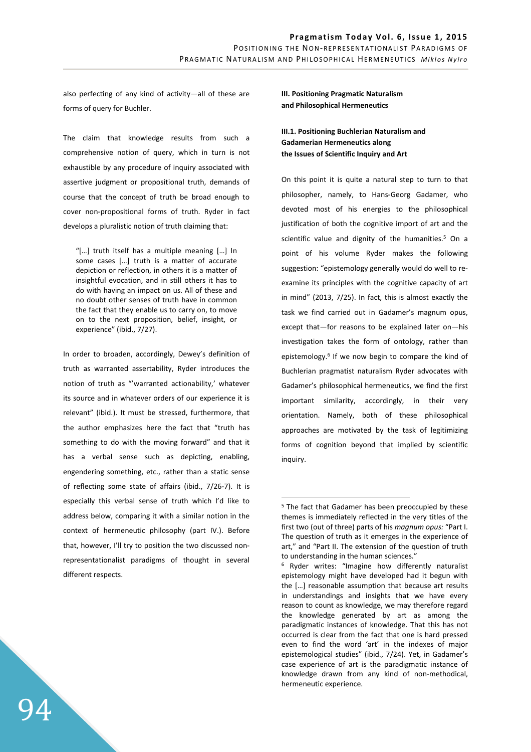also perfecting of any kind of activity—all of these are forms of query for Buchler.

The claim that knowledge results from such a comprehensive notion of query, which in turn is not exhaustible by any procedure of inquiry associated with assertive judgment or propositional truth, demands of course that the concept of truth be broad enough to cover non-propositional forms of truth. Ryder in fact develops a pluralistic notion of truth claiming that:

> "[…] truth itself has a multiple meaning […] In some cases […] truth is a matter of accurate depiction or reflection, in others it is a matter of insightful evocation, and in still others it has to do with having an impact on us. All of these and no doubt other senses of truth have in common the fact that they enable us to carry on, to move on to the next proposition, belief, insight, or experience" (ibid., 7/27).

In order to broaden, accordingly, Dewey's definition of truth as warranted assertability, Ryder introduces the notion of truth as "'warranted actionability,' whatever its source and in whatever orders of our experience it is relevant" (ibid.). It must be stressed, furthermore, that the author emphasizes here the fact that "truth has something to do with the moving forward" and that it has a verbal sense such as depicting, enabling, engendering something, etc., rather than a static sense of reflecting some state of affairs (ibid., 7/26-7). It is especially this verbal sense of truth which I'd like to address below, comparing it with a similar notion in the context of hermeneutic philosophy (part IV.). Before that, however, I'll try to position the two discussed non-representationalist paradigms of thought in several different respects.

## III. Positioning Pragmatic Naturalism and Philosophical Hermeneutics

### III.1. Positioning Buchlerian Naturalism and Gadamerian Hermeneutics along the Issues of Scientific Inquiry and Art

On this point it is quite a natural step to turn to that philosopher, namely, to Hans-Georg Gadamer, who devoted most of his energies to the philosophical justification of both the cognitive import of art and the scientific value and dignity of the humanities.[5] On a point of his volume Ryder makes the following suggestion: "epistemology generally would do well to re-examine its principles with the cognitive capacity of art in mind" (2013, 7/25). In fact, this is almost exactly the task we find carried out in Gadamer's magnum opus, except that—for reasons to be explained later on—his investigation takes the form of ontology, rather than epistemology.[6] If we now begin to compare the kind of Buchlerian pragmatist naturalism Ryder advocates with Gadamer's philosophical hermeneutics, we find the first important similarity, accordingly, in their very orientation. Namely, both of these philosophical approaches are motivated by the task of legitimizing forms of cognition beyond that implied by scientific inquiry.

---

[5] The fact that Gadamer has been preoccupied by these themes is immediately reflected in the very titles of the first two (out of three) parts of his *magnum opus:* "Part I. The question of truth as it emerges in the experience of art," and "Part II. The extension of the question of truth to understanding in the human sciences."

[6] Ryder writes: "Imagine how differently naturalist epistemology might have developed had it begun with the […] reasonable assumption that because art results in understandings and insights that we have every reason to count as knowledge, we may therefore regard the knowledge generated by art as among the paradigmatic instances of knowledge. That this has not occurred is clear from the fact that one is hard pressed even to find the word 'art' in the indexes of major epistemological studies" (ibid., 7/24). Yet, in Gadamer's case experience of art is the paradigmatic instance of knowledge drawn from any kind of non-methodical, hermeneutic experience.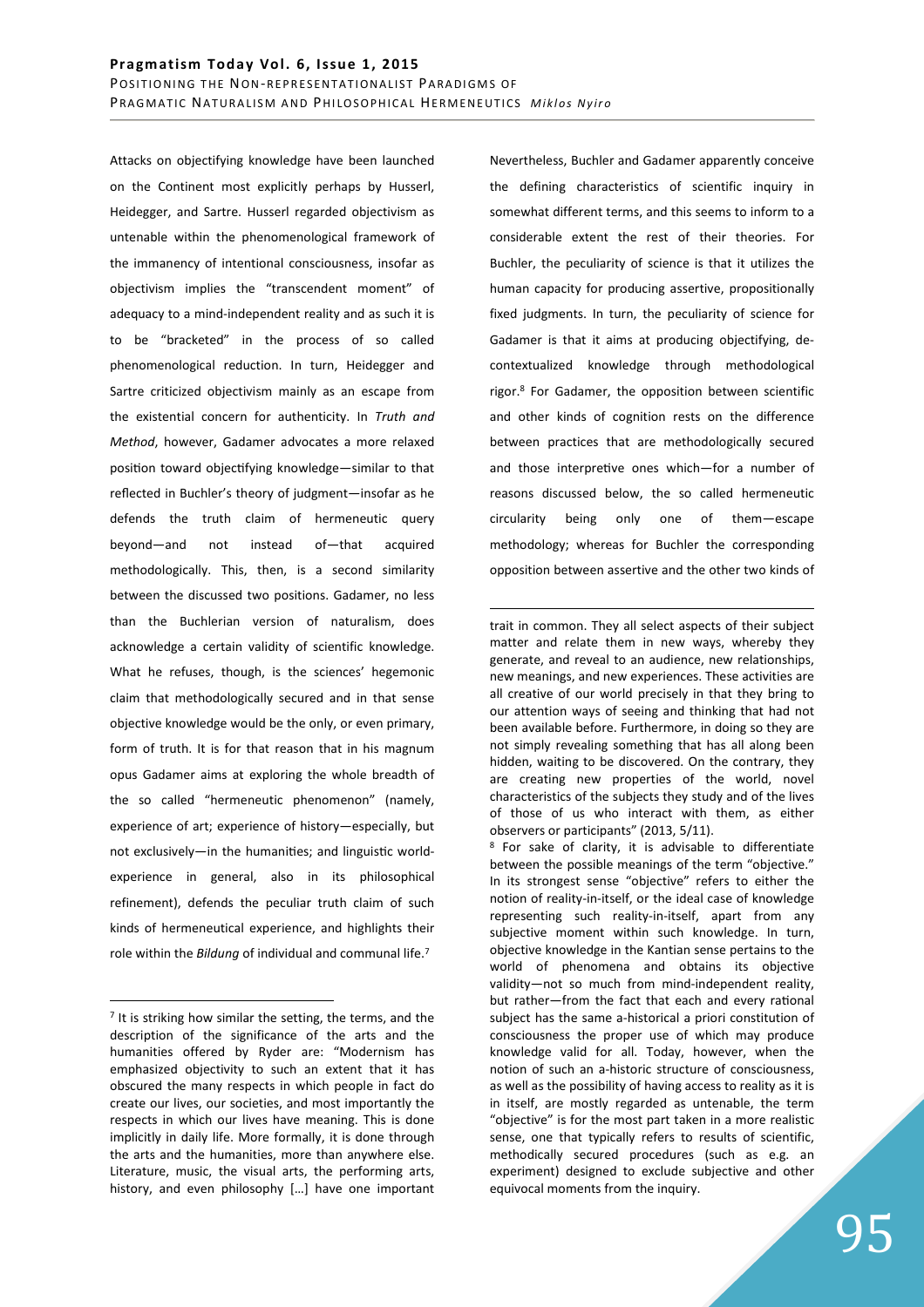Attacks on objectifying knowledge have been launched on the Continent most explicitly perhaps by Husserl, Heidegger, and Sartre. Husserl regarded objectivism as untenable within the phenomenological framework of the immanency of intentional consciousness, insofar as objectivism implies the "transcendent moment" of adequacy to a mind-independent reality and as such it is to be "bracketed" in the process of so called phenomenological reduction. In turn, Heidegger and Sartre criticized objectivism mainly as an escape from the existential concern for authenticity. In *Truth and Method*, however, Gadamer advocates a more relaxed position toward objectifying knowledge—similar to that reflected in Buchler's theory of judgment—insofar as he defends the truth claim of hermeneutic query beyond—and not instead of—that acquired methodologically. This, then, is a second similarity between the discussed two positions. Gadamer, no less than the Buchlerian version of naturalism, does acknowledge a certain validity of scientific knowledge. What he refuses, though, is the sciences' hegemonic claim that methodologically secured and in that sense objective knowledge would be the only, or even primary, form of truth. It is for that reason that in his magnum opus Gadamer aims at exploring the whole breadth of the so called "hermeneutic phenomenon" (namely, experience of art; experience of history—especially, but not exclusively—in the humanities; and linguistic world-experience in general, also in its philosophical refinement), defends the peculiar truth claim of such kinds of hermeneutical experience, and highlights their role within the *Bildung* of individual and communal life.[7]

Nevertheless, Buchler and Gadamer apparently conceive the defining characteristics of scientific inquiry in somewhat different terms, and this seems to inform to a considerable extent the rest of their theories. For Buchler, the peculiarity of science is that it utilizes the human capacity for producing assertive, propositionally fixed judgments. In turn, the peculiarity of science for Gadamer is that it aims at producing objectifying, de-contextualized knowledge through methodological rigor.[8] For Gadamer, the opposition between scientific and other kinds of cognition rests on the difference between practices that are methodologically secured and those interpretive ones which—for a number of reasons discussed below, the so called hermeneutic circularity being only one of them—escape methodology; whereas for Buchler the corresponding opposition between assertive and the other two kinds of

[7] It is striking how similar the setting, the terms, and the description of the significance of the arts and the humanities offered by Ryder are: "Modernism has emphasized objectivity to such an extent that it has obscured the many respects in which people in fact do create our lives, our societies, and most importantly the respects in which our lives have meaning. This is done implicitly in daily life. More formally, it is done through the arts and the humanities, more than anywhere else. Literature, music, the visual arts, the performing arts, history, and even philosophy […] have one important trait in common. They all select aspects of their subject matter and relate them in new ways, whereby they generate, and reveal to an audience, new relationships, new meanings, and new experiences. These activities are all creative of our world precisely in that they bring to our attention ways of seeing and thinking that had not been available before. Furthermore, in doing so they are not simply revealing something that has all along been hidden, waiting to be discovered. On the contrary, they are creating new properties of the world, novel characteristics of the subjects they study and of the lives of those of us who interact with them, as either observers or participants" (2013, 5/11).

[8] For sake of clarity, it is advisable to differentiate between the possible meanings of the term "objective." In its strongest sense "objective" refers to either the notion of reality-in-itself, or the ideal case of knowledge representing such reality-in-itself, apart from any subjective moment within such knowledge. In turn, objective knowledge in the Kantian sense pertains to the world of phenomena and obtains its objective validity—not so much from mind-independent reality, but rather—from the fact that each and every rational subject has the same a-historical a priori constitution of consciousness the proper use of which may produce knowledge valid for all. Today, however, when the notion of such an a-historic structure of consciousness, as well as the possibility of having access to reality as it is in itself, are mostly regarded as untenable, the term "objective" is for the most part taken in a more realistic sense, one that typically refers to results of scientific, methodically secured procedures (such as e.g. an experiment) designed to exclude subjective and other equivocal moments from the inquiry.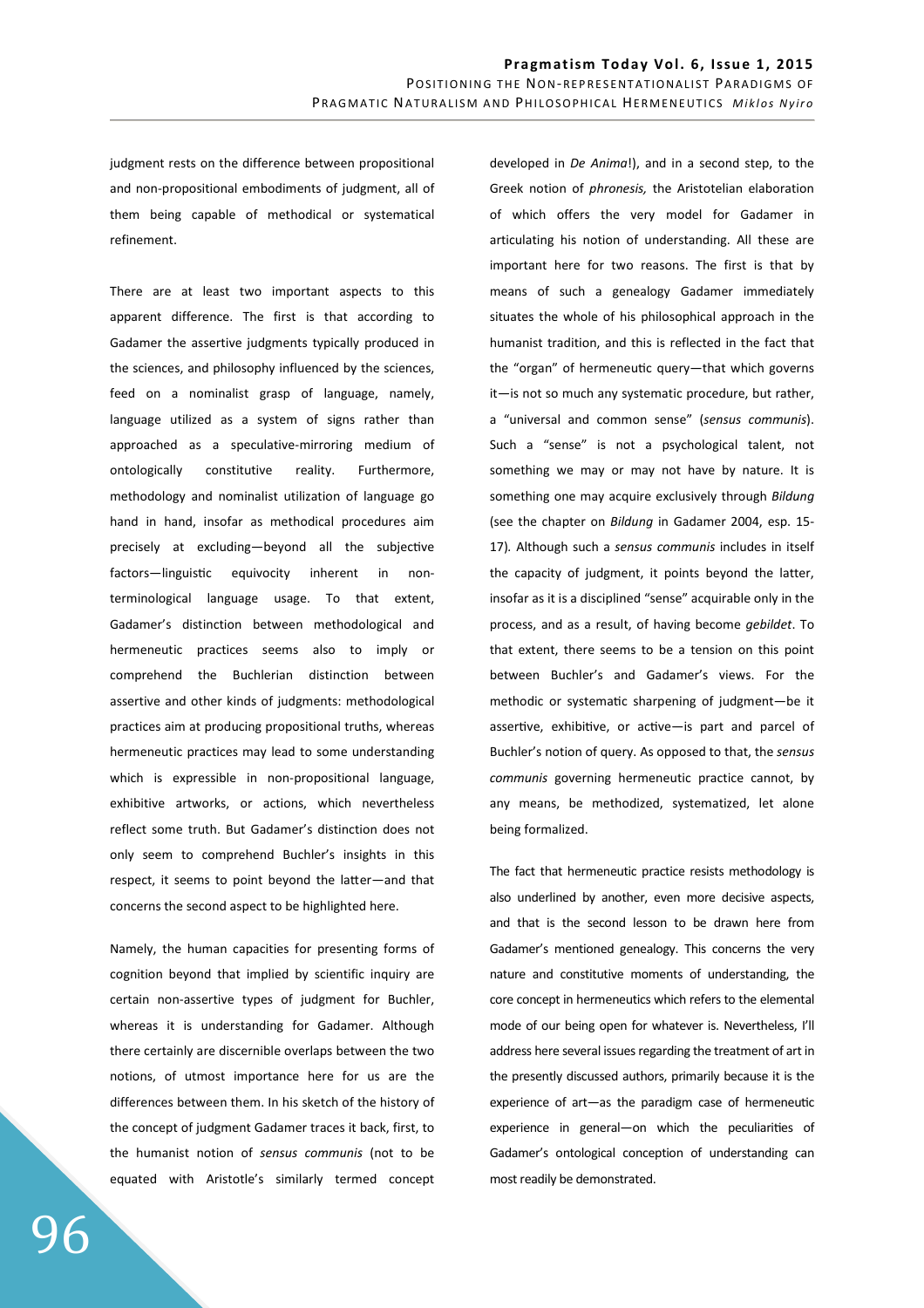judgment rests on the difference between propositional and non-propositional embodiments of judgment, all of them being capable of methodical or systematical refinement.

There are at least two important aspects to this apparent difference. The first is that according to Gadamer the assertive judgments typically produced in the sciences, and philosophy influenced by the sciences, feed on a nominalist grasp of language, namely, language utilized as a system of signs rather than approached as a speculative-mirroring medium of ontologically constitutive reality. Furthermore, methodology and nominalist utilization of language go hand in hand, insofar as methodical procedures aim precisely at excluding—beyond all the subjective factors—linguistic equivocity inherent in non-terminological language usage. To that extent, Gadamer's distinction between methodological and hermeneutic practices seems also to imply or comprehend the Buchlerian distinction between assertive and other kinds of judgments: methodological practices aim at producing propositional truths, whereas hermeneutic practices may lead to some understanding which is expressible in non-propositional language, exhibitive artworks, or actions, which nevertheless reflect some truth. But Gadamer's distinction does not only seem to comprehend Buchler's insights in this respect, it seems to point beyond the latter—and that concerns the second aspect to be highlighted here.

Namely, the human capacities for presenting forms of cognition beyond that implied by scientific inquiry are certain non-assertive types of judgment for Buchler, whereas it is understanding for Gadamer. Although there certainly are discernible overlaps between the two notions, of utmost importance here for us are the differences between them. In his sketch of the history of the concept of judgment Gadamer traces it back, first, to the humanist notion of *sensus communis* (not to be equated with Aristotle's similarly termed concept developed in *De Anima*!), and in a second step, to the Greek notion of *phronesis,* the Aristotelian elaboration of which offers the very model for Gadamer in articulating his notion of understanding. All these are important here for two reasons. The first is that by means of such a genealogy Gadamer immediately situates the whole of his philosophical approach in the humanist tradition, and this is reflected in the fact that the "organ" of hermeneutic query—that which governs it—is not so much any systematic procedure, but rather, a "universal and common sense" (*sensus communis*). Such a "sense" is not a psychological talent, not something we may or may not have by nature. It is something one may acquire exclusively through *Bildung* (see the chapter on *Bildung* in Gadamer 2004, esp. 15-17). Although such a *sensus communis* includes in itself the capacity of judgment, it points beyond the latter, insofar as it is a disciplined "sense" acquirable only in the process, and as a result, of having become *gebildet*. To that extent, there seems to be a tension on this point between Buchler's and Gadamer's views. For the methodic or systematic sharpening of judgment—be it assertive, exhibitive, or active—is part and parcel of Buchler's notion of query. As opposed to that, the *sensus communis* governing hermeneutic practice cannot, by any means, be methodized, systematized, let alone being formalized.

The fact that hermeneutic practice resists methodology is also underlined by another, even more decisive aspects, and that is the second lesson to be drawn here from Gadamer's mentioned genealogy. This concerns the very nature and constitutive moments of understanding, the core concept in hermeneutics which refers to the elemental mode of our being open for whatever is. Nevertheless, I'll address here several issues regarding the treatment of art in the presently discussed authors, primarily because it is the experience of art—as the paradigm case of hermeneutic experience in general—on which the peculiarities of Gadamer's ontological conception of understanding can most readily be demonstrated.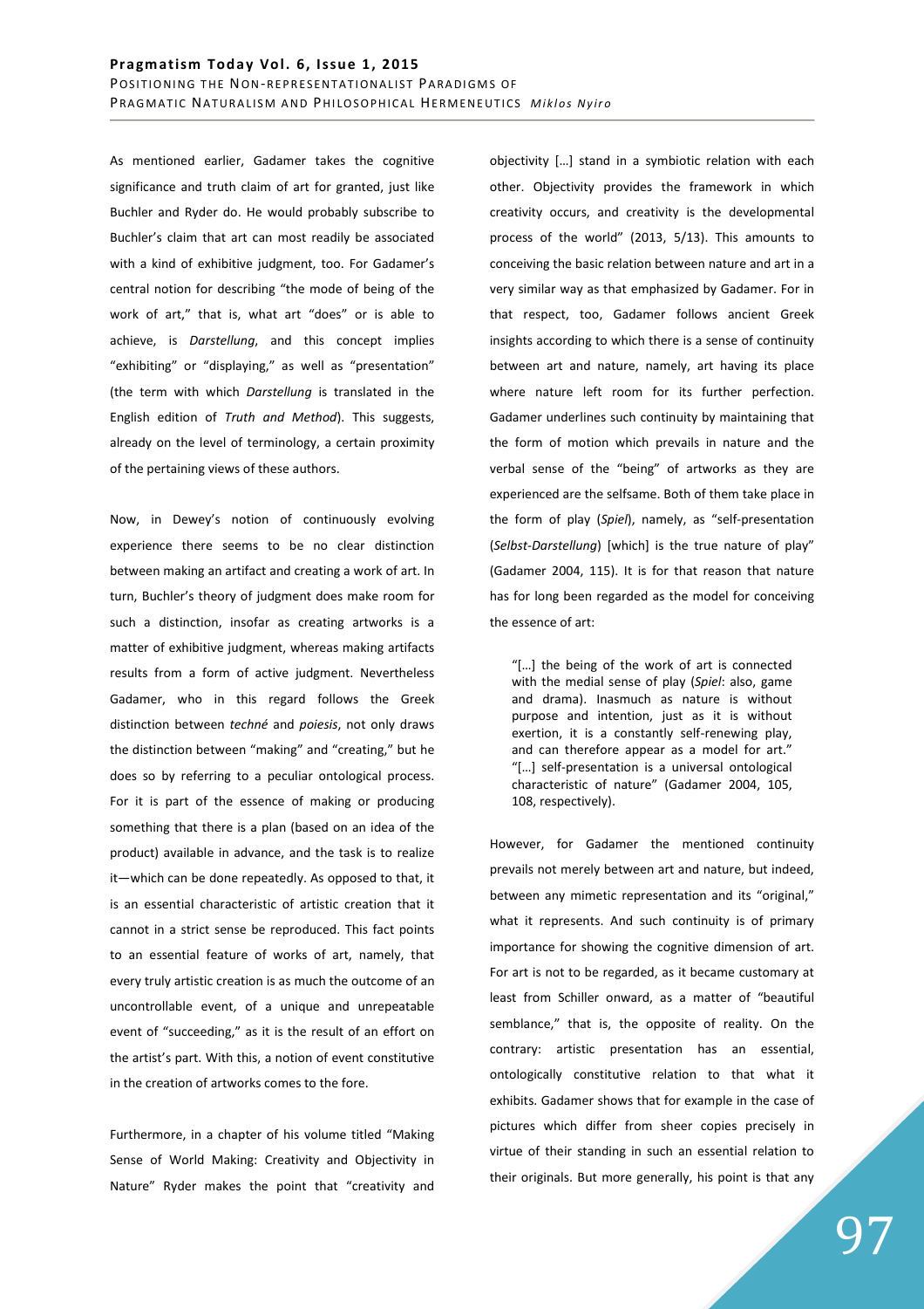As mentioned earlier, Gadamer takes the cognitive significance and truth claim of art for granted, just like Buchler and Ryder do. He would probably subscribe to Buchler's claim that art can most readily be associated with a kind of exhibitive judgment, too. For Gadamer's central notion for describing "the mode of being of the work of art," that is, what art "does" or is able to achieve, is *Darstellung*, and this concept implies "exhibiting" or "displaying," as well as "presentation" (the term with which *Darstellung* is translated in the English edition of *Truth and Method*). This suggests, already on the level of terminology, a certain proximity of the pertaining views of these authors.

Now, in Dewey's notion of continuously evolving experience there seems to be no clear distinction between making an artifact and creating a work of art. In turn, Buchler's theory of judgment does make room for such a distinction, insofar as creating artworks is a matter of exhibitive judgment, whereas making artifacts results from a form of active judgment. Nevertheless Gadamer, who in this regard follows the Greek distinction between *techné* and *poiesis*, not only draws the distinction between "making" and "creating," but he does so by referring to a peculiar ontological process. For it is part of the essence of making or producing something that there is a plan (based on an idea of the product) available in advance, and the task is to realize it—which can be done repeatedly. As opposed to that, it is an essential characteristic of artistic creation that it cannot in a strict sense be reproduced. This fact points to an essential feature of works of art, namely, that every truly artistic creation is as much the outcome of an uncontrollable event, of a unique and unrepeatable event of "succeeding," as it is the result of an effort on the artist's part. With this, a notion of event constitutive in the creation of artworks comes to the fore.

Furthermore, in a chapter of his volume titled "Making Sense of World Making: Creativity and Objectivity in Nature" Ryder makes the point that "creativity and objectivity [...] stand in a symbiotic relation with each other. Objectivity provides the framework in which creativity occurs, and creativity is the developmental process of the world" (2013, 5/13). This amounts to conceiving the basic relation between nature and art in a very similar way as that emphasized by Gadamer. For in that respect, too, Gadamer follows ancient Greek insights according to which there is a sense of continuity between art and nature, namely, art having its place where nature left room for its further perfection. Gadamer underlines such continuity by maintaining that the form of motion which prevails in nature and the verbal sense of the "being" of artworks as they are experienced are the selfsame. Both of them take place in the form of play (*Spiel*), namely, as "self-presentation (*Selbst-Darstellung*) [which] is the true nature of play" (Gadamer 2004, 115). It is for that reason that nature has for long been regarded as the model for conceiving the essence of art:

> "[...] the being of the work of art is connected with the medial sense of play (*Spiel*: also, game and drama). Inasmuch as nature is without purpose and intention, just as it is without exertion, it is a constantly self-renewing play, and can therefore appear as a model for art." "[...] self-presentation is a universal ontological characteristic of nature" (Gadamer 2004, 105, 108, respectively).

However, for Gadamer the mentioned continuity prevails not merely between art and nature, but indeed, between any mimetic representation and its "original," what it represents. And such continuity is of primary importance for showing the cognitive dimension of art. For art is not to be regarded, as it became customary at least from Schiller onward, as a matter of "beautiful semblance," that is, the opposite of reality. On the contrary: artistic presentation has an essential, ontologically constitutive relation to that what it exhibits. Gadamer shows that for example in the case of pictures which differ from sheer copies precisely in virtue of their standing in such an essential relation to their originals. But more generally, his point is that any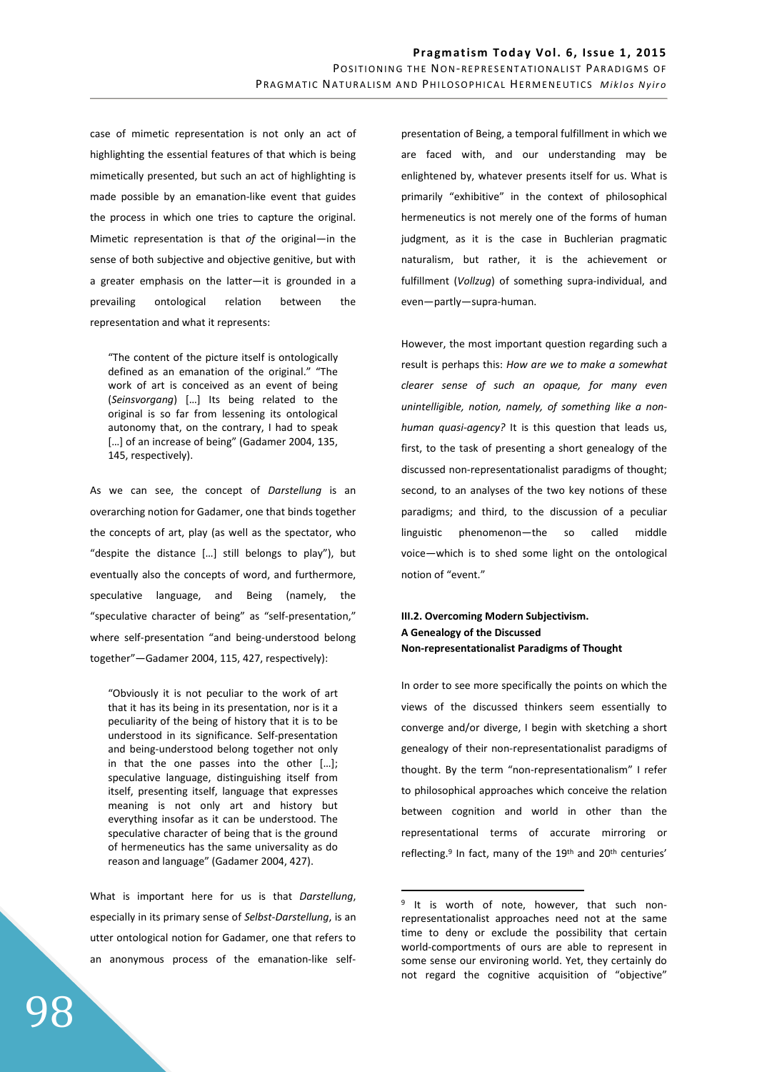case of mimetic representation is not only an act of highlighting the essential features of that which is being mimetically presented, but such an act of highlighting is made possible by an emanation-like event that guides the process in which one tries to capture the original. Mimetic representation is that *of* the original—in the sense of both subjective and objective genitive, but with a greater emphasis on the latter—it is grounded in a prevailing ontological relation between the representation and what it represents:

> "The content of the picture itself is ontologically defined as an emanation of the original." "The work of art is conceived as an event of being (*Seinsvorgang*) […] Its being related to the original is so far from lessening its ontological autonomy that, on the contrary, I had to speak […] of an increase of being" (Gadamer 2004, 135, 145, respectively).

As we can see, the concept of *Darstellung* is an overarching notion for Gadamer, one that binds together the concepts of art, play (as well as the spectator, who "despite the distance […] still belongs to play"), but eventually also the concepts of word, and furthermore, speculative language, and Being (namely, the "speculative character of being" as "self-presentation," where self-presentation "and being-understood belong together"—Gadamer 2004, 115, 427, respectively):

> "Obviously it is not peculiar to the work of art that it has its being in its presentation, nor is it a peculiarity of the being of history that it is to be understood in its significance. Self-presentation and being-understood belong together not only in that the one passes into the other […]; speculative language, distinguishing itself from itself, presenting itself, language that expresses meaning is not only art and history but everything insofar as it can be understood. The speculative character of being that is the ground of hermeneutics has the same universality as do reason and language" (Gadamer 2004, 427).

What is important here for us is that *Darstellung*, especially in its primary sense of *Selbst-Darstellung*, is an utter ontological notion for Gadamer, one that refers to an anonymous process of the emanation-like self-presentation of Being, a temporal fulfillment in which we are faced with, and our understanding may be enlightened by, whatever presents itself for us. What is primarily "exhibitive" in the context of philosophical hermeneutics is not merely one of the forms of human judgment, as it is the case in Buchlerian pragmatic naturalism, but rather, it is the achievement or fulfillment (*Vollzug*) of something supra-individual, and even—partly—supra-human.

However, the most important question regarding such a result is perhaps this: *How are we to make a somewhat clearer sense of such an opaque, for many even unintelligible, notion, namely, of something like a non-human quasi-agency?* It is this question that leads us, first, to the task of presenting a short genealogy of the discussed non-representationalist paradigms of thought; second, to an analyses of the two key notions of these paradigms; and third, to the discussion of a peculiar linguistic phenomenon—the so called middle voice—which is to shed some light on the ontological notion of "event."

### III.2. Overcoming Modern Subjectivism. A Genealogy of the Discussed Non-representationalist Paradigms of Thought

In order to see more specifically the points on which the views of the discussed thinkers seem essentially to converge and/or diverge, I begin with sketching a short genealogy of their non-representationalist paradigms of thought. By the term "non-representationalism" I refer to philosophical approaches which conceive the relation between cognition and world in other than the representational terms of accurate mirroring or reflecting.[9] In fact, many of the 19th and 20th centuries'

[9] It is worth of note, however, that such non-representationalist approaches need not at the same time to deny or exclude the possibility that certain world-comportments of ours are able to represent in some sense our environing world. Yet, they certainly do not regard the cognitive acquisition of "objective"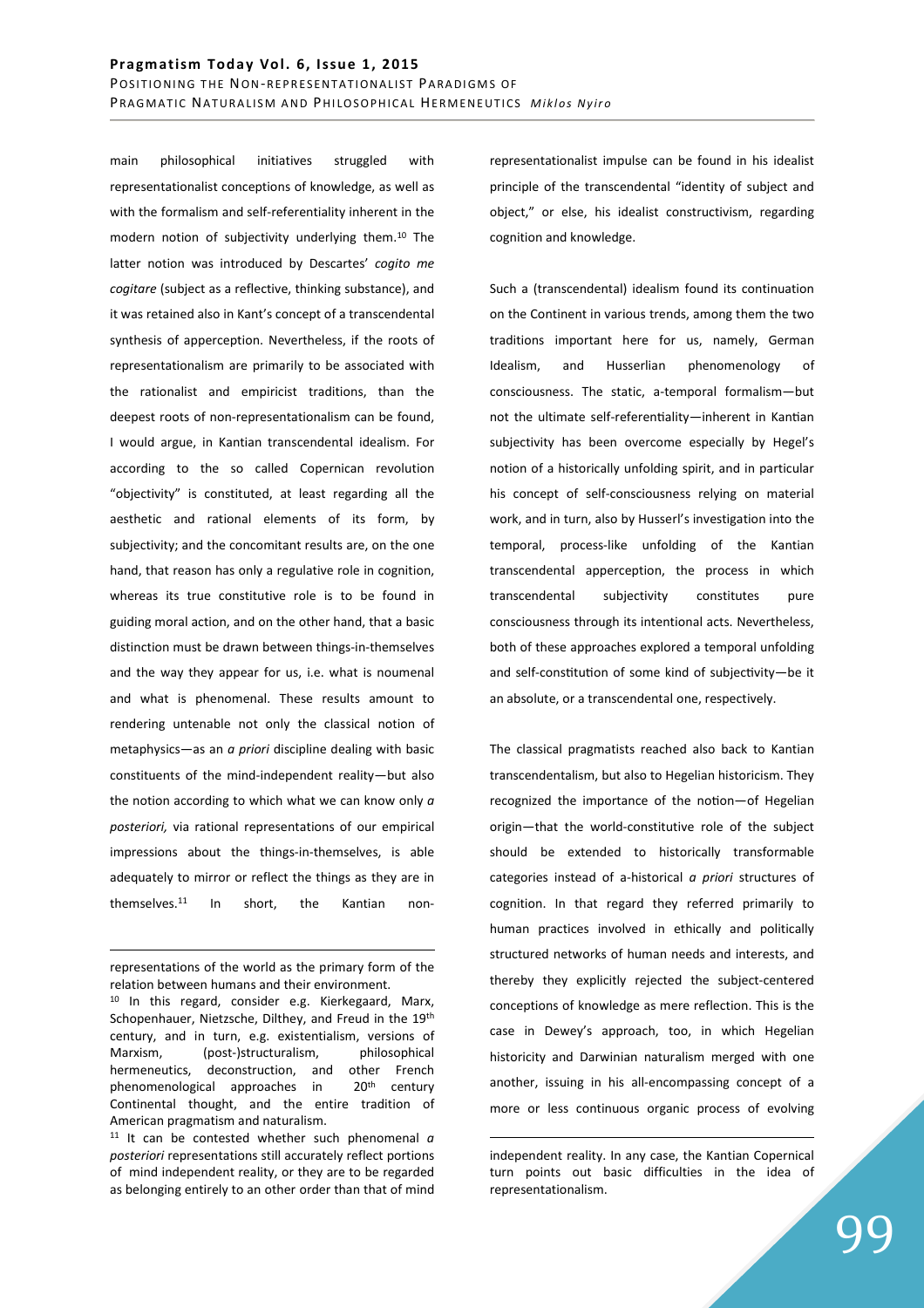main philosophical initiatives struggled with representationalist conceptions of knowledge, as well as with the formalism and self-referentiality inherent in the modern notion of subjectivity underlying them.[10] The latter notion was introduced by Descartes' *cogito me cogitare* (subject as a reflective, thinking substance), and it was retained also in Kant's concept of a transcendental synthesis of apperception. Nevertheless, if the roots of representationalism are primarily to be associated with the rationalist and empiricist traditions, than the deepest roots of non-representationalism can be found, I would argue, in Kantian transcendental idealism. For according to the so called Copernican revolution "objectivity" is constituted, at least regarding all the aesthetic and rational elements of its form, by subjectivity; and the concomitant results are, on the one hand, that reason has only a regulative role in cognition, whereas its true constitutive role is to be found in guiding moral action, and on the other hand, that a basic distinction must be drawn between things-in-themselves and the way they appear for us, i.e. what is noumenal and what is phenomenal. These results amount to rendering untenable not only the classical notion of metaphysics—as an *a priori* discipline dealing with basic constituents of the mind-independent reality—but also the notion according to which what we can know only *a posteriori,* via rational representations of our empirical impressions about the things-in-themselves, is able adequately to mirror or reflect the things as they are in themselves.[11] In short, the Kantian non-representationalist impulse can be found in his idealist principle of the transcendental "identity of subject and object," or else, his idealist constructivism, regarding cognition and knowledge.

Such a (transcendental) idealism found its continuation on the Continent in various trends, among them the two traditions important here for us, namely, German Idealism, and Husserlian phenomenology of consciousness. The static, a-temporal formalism—but not the ultimate self-referentiality—inherent in Kantian subjectivity has been overcome especially by Hegel's notion of a historically unfolding spirit, and in particular his concept of self-consciousness relying on material work, and in turn, also by Husserl's investigation into the temporal, process-like unfolding of the Kantian transcendental apperception, the process in which transcendental subjectivity constitutes pure consciousness through its intentional acts. Nevertheless, both of these approaches explored a temporal unfolding and self-constitution of some kind of subjectivity—be it an absolute, or a transcendental one, respectively.

The classical pragmatists reached also back to Kantian transcendentalism, but also to Hegelian historicism. They recognized the importance of the notion—of Hegelian origin—that the world-constitutive role of the subject should be extended to historically transformable categories instead of a-historical *a priori* structures of cognition. In that regard they referred primarily to human practices involved in ethically and politically structured networks of human needs and interests, and thereby they explicitly rejected the subject-centered conceptions of knowledge as mere reflection. This is the case in Dewey's approach, too, in which Hegelian historicity and Darwinian naturalism merged with one another, issuing in his all-encompassing concept of a more or less continuous organic process of evolving

---

representations of the world as the primary form of the relation between humans and their environment.

[10] In this regard, consider e.g. Kierkegaard, Marx, Schopenhauer, Nietzsche, Dilthey, and Freud in the 19th century, and in turn, e.g. existentialism, versions of Marxism, (post-)structuralism, philosophical hermeneutics, deconstruction, and other French phenomenological approaches in 20th century Continental thought, and the entire tradition of American pragmatism and naturalism.

[11] It can be contested whether such phenomenal *a posteriori* representations still accurately reflect portions of mind independent reality, or they are to be regarded as belonging entirely to an other order than that of mind independent reality. In any case, the Kantian Copernical turn points out basic difficulties in the idea of representationalism.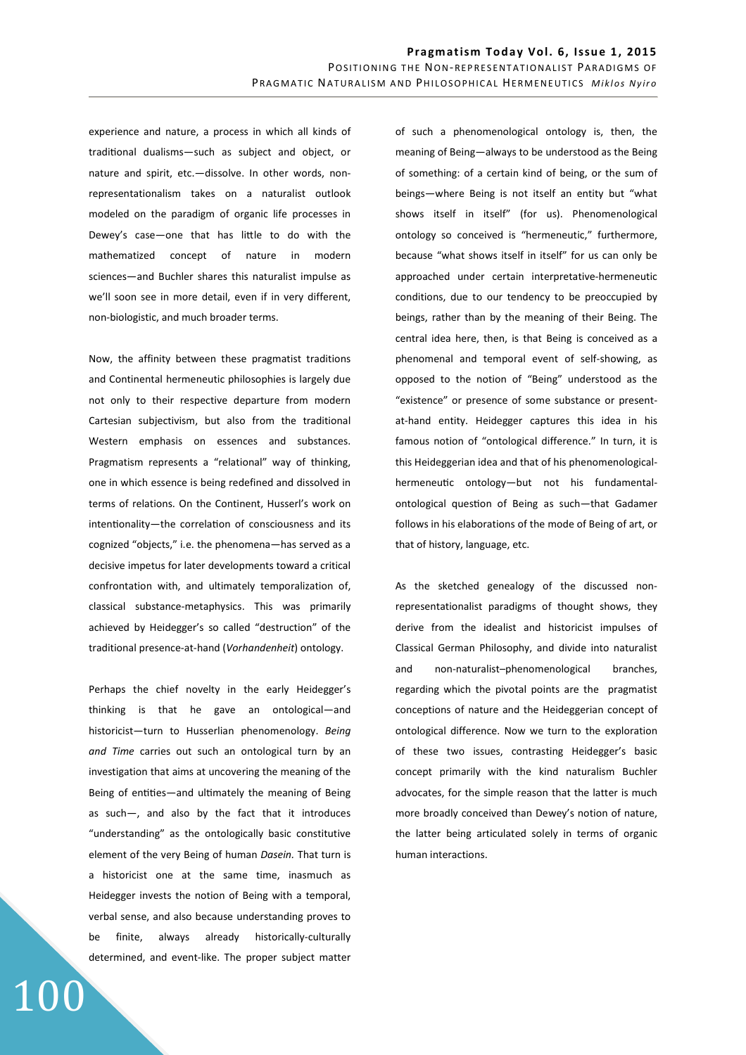experience and nature, a process in which all kinds of traditional dualisms—such as subject and object, or nature and spirit, etc.—dissolve. In other words, non-representationalism takes on a naturalist outlook modeled on the paradigm of organic life processes in Dewey's case—one that has little to do with the mathematized concept of nature in modern sciences—and Buchler shares this naturalist impulse as we'll soon see in more detail, even if in very different, non-biologistic, and much broader terms.

Now, the affinity between these pragmatist traditions and Continental hermeneutic philosophies is largely due not only to their respective departure from modern Cartesian subjectivism, but also from the traditional Western emphasis on essences and substances. Pragmatism represents a "relational" way of thinking, one in which essence is being redefined and dissolved in terms of relations. On the Continent, Husserl's work on intentionality—the correlation of consciousness and its cognized "objects," i.e. the phenomena—has served as a decisive impetus for later developments toward a critical confrontation with, and ultimately temporalization of, classical substance-metaphysics. This was primarily achieved by Heidegger's so called "destruction" of the traditional presence-at-hand (*Vorhandenheit*) ontology.

Perhaps the chief novelty in the early Heidegger's thinking is that he gave an ontological—and historicist—turn to Husserlian phenomenology. *Being and Time* carries out such an ontological turn by an investigation that aims at uncovering the meaning of the Being of entities—and ultimately the meaning of Being as such—, and also by the fact that it introduces "understanding" as the ontologically basic constitutive element of the very Being of human *Dasein*. That turn is a historicist one at the same time, inasmuch as Heidegger invests the notion of Being with a temporal, verbal sense, and also because understanding proves to be finite, always already historically-culturally determined, and event-like. The proper subject matter of such a phenomenological ontology is, then, the meaning of Being—always to be understood as the Being of something: of a certain kind of being, or the sum of beings—where Being is not itself an entity but "what shows itself in itself" (for us). Phenomenological ontology so conceived is "hermeneutic," furthermore, because "what shows itself in itself" for us can only be approached under certain interpretative-hermeneutic conditions, due to our tendency to be preoccupied by beings, rather than by the meaning of their Being. The central idea here, then, is that Being is conceived as a phenomenal and temporal event of self-showing, as opposed to the notion of "Being" understood as the "existence" or presence of some substance or present-at-hand entity. Heidegger captures this idea in his famous notion of "ontological difference." In turn, it is this Heideggerian idea and that of his phenomenological-hermeneutic ontology—but not his fundamental-ontological question of Being as such—that Gadamer follows in his elaborations of the mode of Being of art, or that of history, language, etc.

As the sketched genealogy of the discussed non-representationalist paradigms of thought shows, they derive from the idealist and historicist impulses of Classical German Philosophy, and divide into naturalist and non-naturalist–phenomenological branches, regarding which the pivotal points are the pragmatist conceptions of nature and the Heideggerian concept of ontological difference. Now we turn to the exploration of these two issues, contrasting Heidegger's basic concept primarily with the kind naturalism Buchler advocates, for the simple reason that the latter is much more broadly conceived than Dewey's notion of nature, the latter being articulated solely in terms of organic human interactions.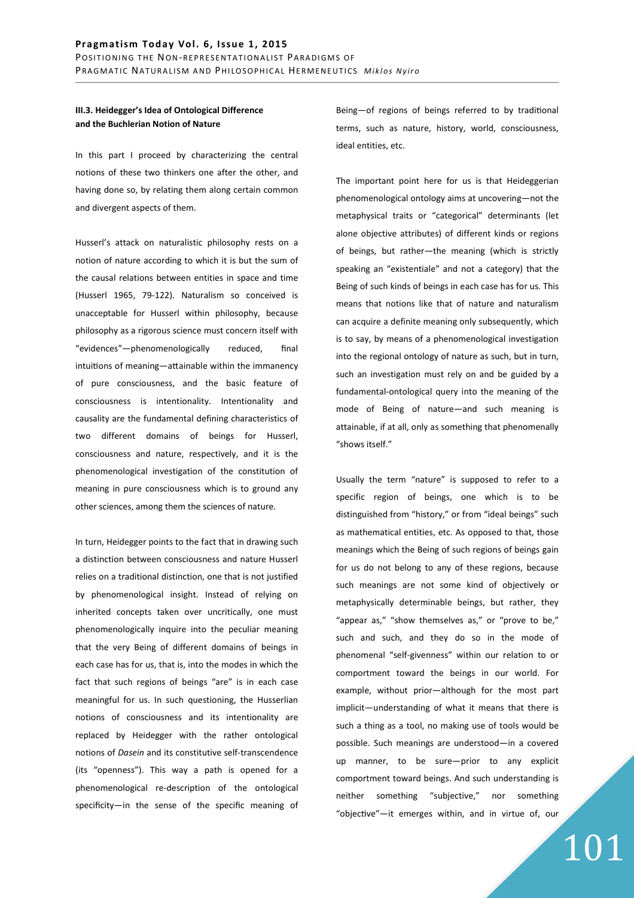### III.3. Heidegger's Idea of Ontological Difference and the Buchlerian Notion of Nature

In this part I proceed by characterizing the central notions of these two thinkers one after the other, and having done so, by relating them along certain common and divergent aspects of them.

Husserl's attack on naturalistic philosophy rests on a notion of nature according to which it is but the sum of the causal relations between entities in space and time (Husserl 1965, 79-122). Naturalism so conceived is unacceptable for Husserl within philosophy, because philosophy as a rigorous science must concern itself with "evidences"—phenomenologically reduced, final intuitions of meaning—attainable within the immanency of pure consciousness, and the basic feature of consciousness is intentionality. Intentionality and causality are the fundamental defining characteristics of two different domains of beings for Husserl, consciousness and nature, respectively, and it is the phenomenological investigation of the constitution of meaning in pure consciousness which is to ground any other sciences, among them the sciences of nature.

In turn, Heidegger points to the fact that in drawing such a distinction between consciousness and nature Husserl relies on a traditional distinction, one that is not justified by phenomenological insight. Instead of relying on inherited concepts taken over uncritically, one must phenomenologically inquire into the peculiar meaning that the very Being of different domains of beings in each case has for us, that is, into the modes in which the fact that such regions of beings "are" is in each case meaningful for us. In such questioning, the Husserlian notions of consciousness and its intentionality are replaced by Heidegger with the rather ontological notions of *Dasein* and its constitutive self-transcendence (its "openness"). This way a path is opened for a phenomenological re-description of the ontological specificity—in the sense of the specific meaning of Being—of regions of beings referred to by traditional terms, such as nature, history, world, consciousness, ideal entities, etc.

The important point here for us is that Heideggerian phenomenological ontology aims at uncovering—not the metaphysical traits or "categorical" determinants (let alone objective attributes) of different kinds or regions of beings, but rather—the meaning (which is strictly speaking an "existentiale" and not a category) that the Being of such kinds of beings in each case has for us. This means that notions like that of nature and naturalism can acquire a definite meaning only subsequently, which is to say, by means of a phenomenological investigation into the regional ontology of nature as such, but in turn, such an investigation must rely on and be guided by a fundamental-ontological query into the meaning of the mode of Being of nature—and such meaning is attainable, if at all, only as something that phenomenally "shows itself."

Usually the term "nature" is supposed to refer to a specific region of beings, one which is to be distinguished from "history," or from "ideal beings" such as mathematical entities, etc. As opposed to that, those meanings which the Being of such regions of beings gain for us do not belong to any of these regions, because such meanings are not some kind of objectively or metaphysically determinable beings, but rather, they "appear as," "show themselves as," or "prove to be," such and such, and they do so in the mode of phenomenal "self-givenness" within our relation to or comportment toward the beings in our world. For example, without prior—although for the most part implicit—understanding of what it means that there is such a thing as a tool, no making use of tools would be possible. Such meanings are understood—in a covered up manner, to be sure—prior to any explicit comportment toward beings. And such understanding is neither something "subjective," nor something "objective"—it emerges within, and in virtue of, our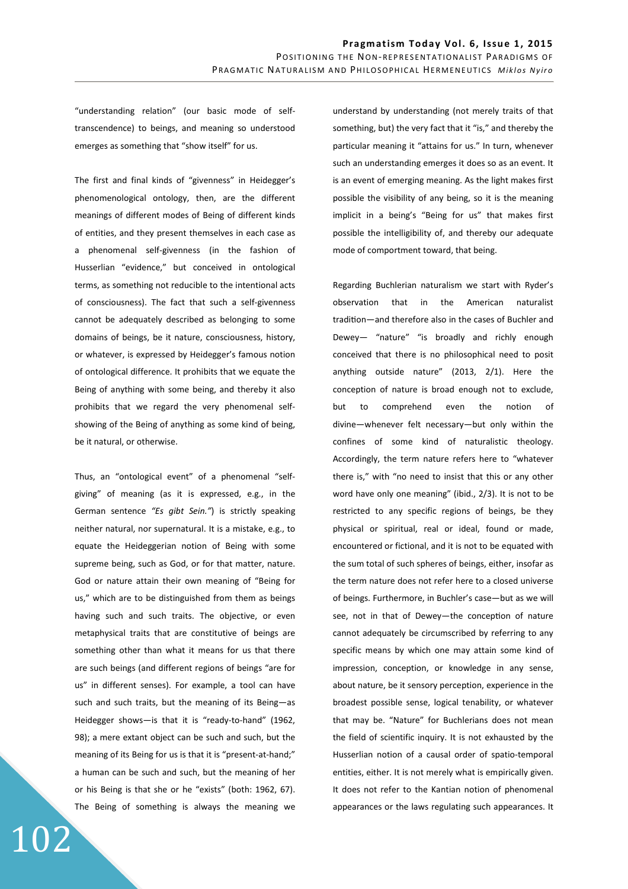"understanding relation" (our basic mode of self-transcendence) to beings, and meaning so understood emerges as something that "show itself" for us.

The first and final kinds of "givenness" in Heidegger's phenomenological ontology, then, are the different meanings of different modes of Being of different kinds of entities, and they present themselves in each case as a phenomenal self-givenness (in the fashion of Husserlian "evidence," but conceived in ontological terms, as something not reducible to the intentional acts of consciousness). The fact that such a self-givenness cannot be adequately described as belonging to some domains of beings, be it nature, consciousness, history, or whatever, is expressed by Heidegger's famous notion of ontological difference. It prohibits that we equate the Being of anything with some being, and thereby it also prohibits that we regard the very phenomenal self-showing of the Being of anything as some kind of being, be it natural, or otherwise.

Thus, an "ontological event" of a phenomenal "self-giving" of meaning (as it is expressed, e.g., in the German sentence *"Es gibt Sein."*) is strictly speaking neither natural, nor supernatural. It is a mistake, e.g., to equate the Heideggerian notion of Being with some supreme being, such as God, or for that matter, nature. God or nature attain their own meaning of "Being for us," which are to be distinguished from them as beings having such and such traits. The objective, or even metaphysical traits that are constitutive of beings are something other than what it means for us that there are such beings (and different regions of beings "are for us" in different senses). For example, a tool can have such and such traits, but the meaning of its Being—as Heidegger shows—is that it is "ready-to-hand" (1962, 98); a mere extant object can be such and such, but the meaning of its Being for us is that it is "present-at-hand;" a human can be such and such, but the meaning of her or his Being is that she or he "exists" (both: 1962, 67). The Being of something is always the meaning we understand by understanding (not merely traits of that something, but) the very fact that it "is," and thereby the particular meaning it "attains for us." In turn, whenever such an understanding emerges it does so as an event. It is an event of emerging meaning. As the light makes first possible the visibility of any being, so it is the meaning implicit in a being's "Being for us" that makes first possible the intelligibility of, and thereby our adequate mode of comportment toward, that being.

Regarding Buchlerian naturalism we start with Ryder's observation that in the American naturalist tradition—and therefore also in the cases of Buchler and Dewey— "nature" "is broadly and richly enough conceived that there is no philosophical need to posit anything outside nature" (2013, 2/1). Here the conception of nature is broad enough not to exclude, but to comprehend even the notion of divine—whenever felt necessary—but only within the confines of some kind of naturalistic theology. Accordingly, the term nature refers here to "whatever there is," with "no need to insist that this or any other word have only one meaning" (ibid., 2/3). It is not to be restricted to any specific regions of beings, be they physical or spiritual, real or ideal, found or made, encountered or fictional, and it is not to be equated with the sum total of such spheres of beings, either, insofar as the term nature does not refer here to a closed universe of beings. Furthermore, in Buchler's case—but as we will see, not in that of Dewey—the conception of nature cannot adequately be circumscribed by referring to any specific means by which one may attain some kind of impression, conception, or knowledge in any sense, about nature, be it sensory perception, experience in the broadest possible sense, logical tenability, or whatever that may be. "Nature" for Buchlerians does not mean the field of scientific inquiry. It is not exhausted by the Husserlian notion of a causal order of spatio-temporal entities, either. It is not merely what is empirically given. It does not refer to the Kantian notion of phenomenal appearances or the laws regulating such appearances. It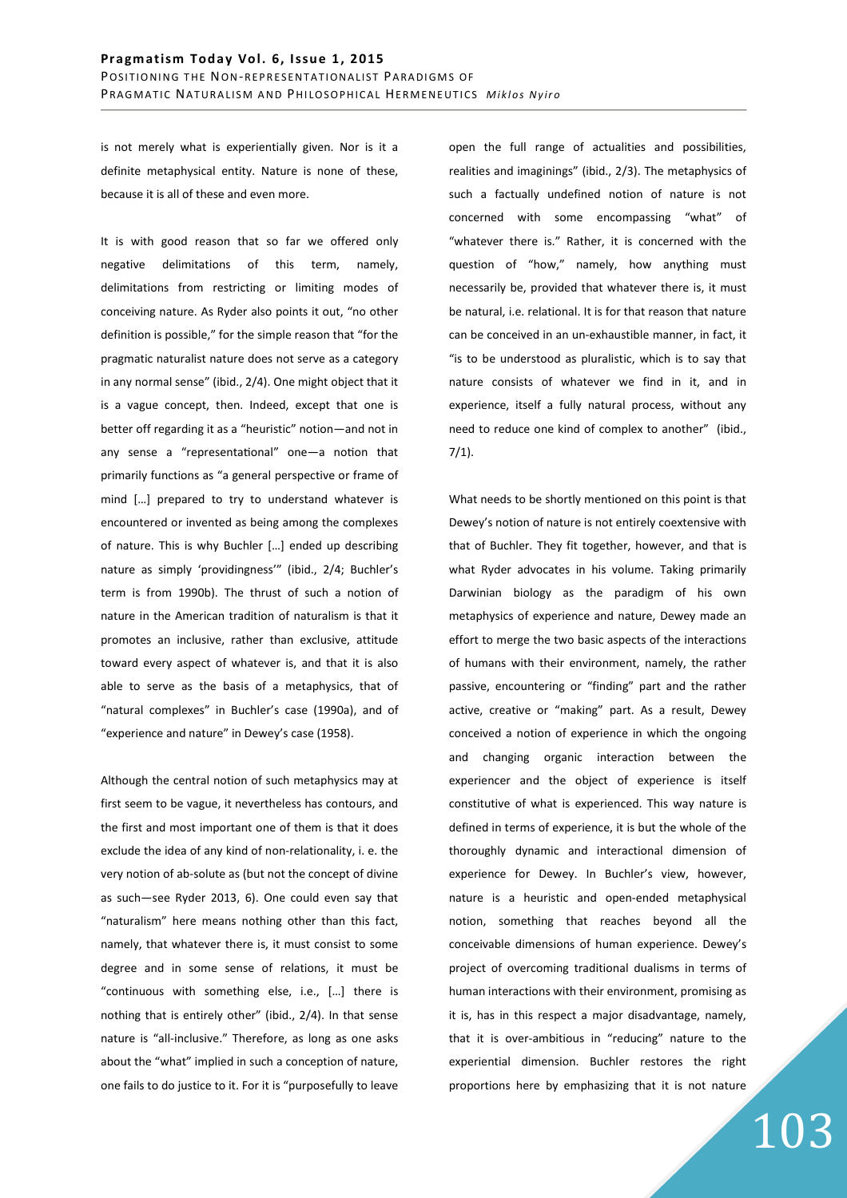is not merely what is experientially given. Nor is it a definite metaphysical entity. Nature is none of these, because it is all of these and even more.

It is with good reason that so far we offered only negative delimitations of this term, namely, delimitations from restricting or limiting modes of conceiving nature. As Ryder also points it out, "no other definition is possible," for the simple reason that "for the pragmatic naturalist nature does not serve as a category in any normal sense" (ibid., 2/4). One might object that it is a vague concept, then. Indeed, except that one is better off regarding it as a "heuristic" notion—and not in any sense a "representational" one—a notion that primarily functions as "a general perspective or frame of mind […] prepared to try to understand whatever is encountered or invented as being among the complexes of nature. This is why Buchler […] ended up describing nature as simply 'providingness'" (ibid., 2/4; Buchler's term is from 1990b). The thrust of such a notion of nature in the American tradition of naturalism is that it promotes an inclusive, rather than exclusive, attitude toward every aspect of whatever is, and that it is also able to serve as the basis of a metaphysics, that of "natural complexes" in Buchler's case (1990a), and of "experience and nature" in Dewey's case (1958).

Although the central notion of such metaphysics may at first seem to be vague, it nevertheless has contours, and the first and most important one of them is that it does exclude the idea of any kind of non-relationality, i. e. the very notion of ab-solute as (but not the concept of divine as such—see Ryder 2013, 6). One could even say that "naturalism" here means nothing other than this fact, namely, that whatever there is, it must consist to some degree and in some sense of relations, it must be "continuous with something else, i.e., […] there is nothing that is entirely other" (ibid., 2/4). In that sense nature is "all-inclusive." Therefore, as long as one asks about the "what" implied in such a conception of nature, one fails to do justice to it. For it is "purposefully to leave open the full range of actualities and possibilities, realities and imaginings" (ibid., 2/3). The metaphysics of such a factually undefined notion of nature is not concerned with some encompassing "what" of "whatever there is." Rather, it is concerned with the question of "how," namely, how anything must necessarily be, provided that whatever there is, it must be natural, i.e. relational. It is for that reason that nature can be conceived in an un-exhaustible manner, in fact, it "is to be understood as pluralistic, which is to say that nature consists of whatever we find in it, and in experience, itself a fully natural process, without any need to reduce one kind of complex to another" (ibid., 7/1).

What needs to be shortly mentioned on this point is that Dewey's notion of nature is not entirely coextensive with that of Buchler. They fit together, however, and that is what Ryder advocates in his volume. Taking primarily Darwinian biology as the paradigm of his own metaphysics of experience and nature, Dewey made an effort to merge the two basic aspects of the interactions of humans with their environment, namely, the rather passive, encountering or "finding" part and the rather active, creative or "making" part. As a result, Dewey conceived a notion of experience in which the ongoing and changing organic interaction between the experiencer and the object of experience is itself constitutive of what is experienced. This way nature is defined in terms of experience, it is but the whole of the thoroughly dynamic and interactional dimension of experience for Dewey. In Buchler's view, however, nature is a heuristic and open-ended metaphysical notion, something that reaches beyond all the conceivable dimensions of human experience. Dewey's project of overcoming traditional dualisms in terms of human interactions with their environment, promising as it is, has in this respect a major disadvantage, namely, that it is over-ambitious in "reducing" nature to the experiential dimension. Buchler restores the right proportions here by emphasizing that it is not nature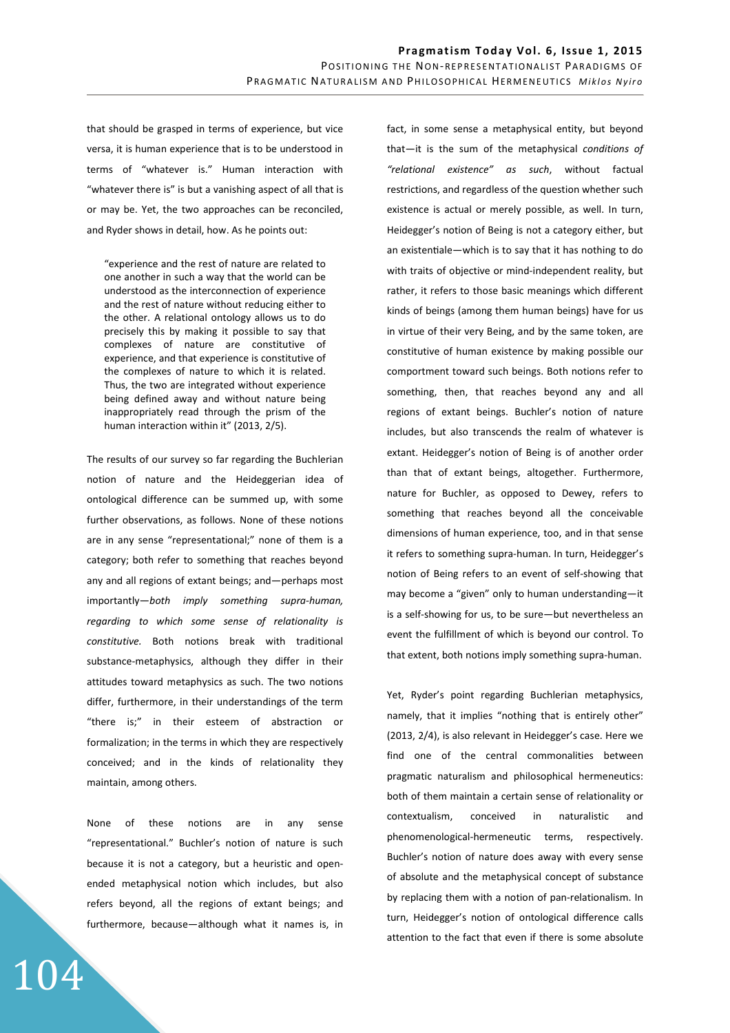that should be grasped in terms of experience, but vice versa, it is human experience that is to be understood in terms of "whatever is." Human interaction with "whatever there is" is but a vanishing aspect of all that is or may be. Yet, the two approaches can be reconciled, and Ryder shows in detail, how. As he points out:

> "experience and the rest of nature are related to one another in such a way that the world can be understood as the interconnection of experience and the rest of nature without reducing either to the other. A relational ontology allows us to do precisely this by making it possible to say that complexes of nature are constitutive of experience, and that experience is constitutive of the complexes of nature to which it is related. Thus, the two are integrated without experience being defined away and without nature being inappropriately read through the prism of the human interaction within it" (2013, 2/5).

The results of our survey so far regarding the Buchlerian notion of nature and the Heideggerian idea of ontological difference can be summed up, with some further observations, as follows. None of these notions are in any sense "representational;" none of them is a category; both refer to something that reaches beyond any and all regions of extant beings; and—perhaps most importantly—*both imply something supra-human, regarding to which some sense of relationality is constitutive.* Both notions break with traditional substance-metaphysics, although they differ in their attitudes toward metaphysics as such. The two notions differ, furthermore, in their understandings of the term "there is;" in their esteem of abstraction or formalization; in the terms in which they are respectively conceived; and in the kinds of relationality they maintain, among others.

None of these notions are in any sense "representational." Buchler's notion of nature is such because it is not a category, but a heuristic and open-ended metaphysical notion which includes, but also refers beyond, all the regions of extant beings; and furthermore, because—although what it names is, in fact, in some sense a metaphysical entity, but beyond that—it is the sum of the metaphysical *conditions of "relational existence" as such*, without factual restrictions, and regardless of the question whether such existence is actual or merely possible, as well. In turn, Heidegger's notion of Being is not a category either, but an existentiale—which is to say that it has nothing to do with traits of objective or mind-independent reality, but rather, it refers to those basic meanings which different kinds of beings (among them human beings) have for us in virtue of their very Being, and by the same token, are constitutive of human existence by making possible our comportment toward such beings. Both notions refer to something, then, that reaches beyond any and all regions of extant beings. Buchler's notion of nature includes, but also transcends the realm of whatever is extant. Heidegger's notion of Being is of another order than that of extant beings, altogether. Furthermore, nature for Buchler, as opposed to Dewey, refers to something that reaches beyond all the conceivable dimensions of human experience, too, and in that sense it refers to something supra-human. In turn, Heidegger's notion of Being refers to an event of self-showing that may become a "given" only to human understanding—it is a self-showing for us, to be sure—but nevertheless an event the fulfillment of which is beyond our control. To that extent, both notions imply something supra-human.

Yet, Ryder's point regarding Buchlerian metaphysics, namely, that it implies "nothing that is entirely other" (2013, 2/4), is also relevant in Heidegger's case. Here we find one of the central commonalities between pragmatic naturalism and philosophical hermeneutics: both of them maintain a certain sense of relationality or contextualism, conceived in naturalistic and phenomenological-hermeneutic terms, respectively. Buchler's notion of nature does away with every sense of absolute and the metaphysical concept of substance by replacing them with a notion of pan-relationalism. In turn, Heidegger's notion of ontological difference calls attention to the fact that even if there is some absolute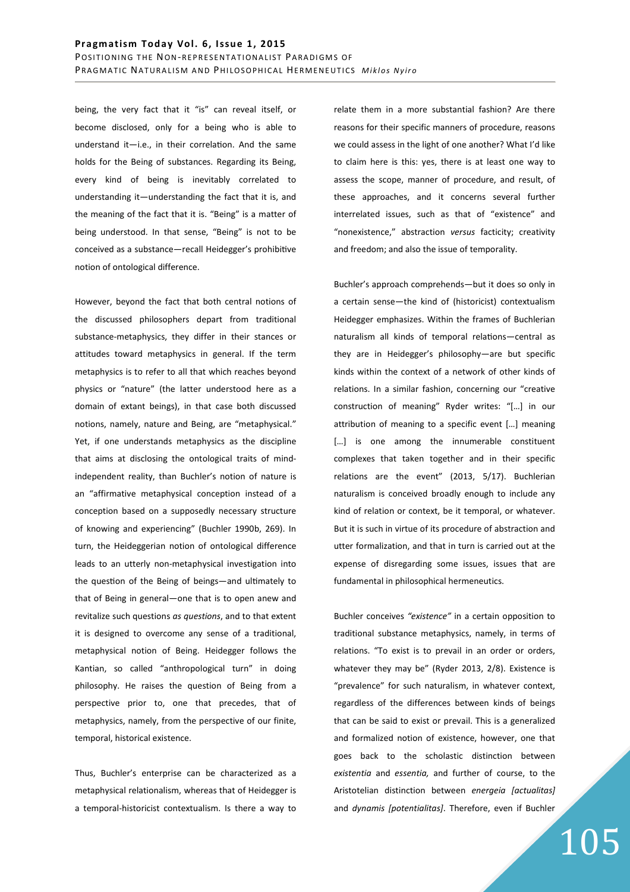being, the very fact that it "is" can reveal itself, or become disclosed, only for a being who is able to understand it—i.e., in their correlation. And the same holds for the Being of substances. Regarding its Being, every kind of being is inevitably correlated to understanding it—understanding the fact that it is, and the meaning of the fact that it is. "Being" is a matter of being understood. In that sense, "Being" is not to be conceived as a substance—recall Heidegger's prohibitive notion of ontological difference.

However, beyond the fact that both central notions of the discussed philosophers depart from traditional substance-metaphysics, they differ in their stances or attitudes toward metaphysics in general. If the term metaphysics is to refer to all that which reaches beyond physics or "nature" (the latter understood here as a domain of extant beings), in that case both discussed notions, namely, nature and Being, are "metaphysical." Yet, if one understands metaphysics as the discipline that aims at disclosing the ontological traits of mind-independent reality, than Buchler's notion of nature is an "affirmative metaphysical conception instead of a conception based on a supposedly necessary structure of knowing and experiencing" (Buchler 1990b, 269). In turn, the Heideggerian notion of ontological difference leads to an utterly non-metaphysical investigation into the question of the Being of beings—and ultimately to that of Being in general—one that is to open anew and revitalize such questions *as questions*, and to that extent it is designed to overcome any sense of a traditional, metaphysical notion of Being. Heidegger follows the Kantian, so called "anthropological turn" in doing philosophy. He raises the question of Being from a perspective prior to, one that precedes, that of metaphysics, namely, from the perspective of our finite, temporal, historical existence.

Thus, Buchler's enterprise can be characterized as a metaphysical relationalism, whereas that of Heidegger is a temporal-historicist contextualism. Is there a way to relate them in a more substantial fashion? Are there reasons for their specific manners of procedure, reasons we could assess in the light of one another? What I'd like to claim here is this: yes, there is at least one way to assess the scope, manner of procedure, and result, of these approaches, and it concerns several further interrelated issues, such as that of "existence" and "nonexistence," abstraction *versus* facticity; creativity and freedom; and also the issue of temporality.

Buchler's approach comprehends—but it does so only in a certain sense—the kind of (historicist) contextualism Heidegger emphasizes. Within the frames of Buchlerian naturalism all kinds of temporal relations—central as they are in Heidegger's philosophy—are but specific kinds within the context of a network of other kinds of relations. In a similar fashion, concerning our "creative construction of meaning" Ryder writes: "[…] in our attribution of meaning to a specific event […] meaning […] is one among the innumerable constituent complexes that taken together and in their specific relations are the event" (2013, 5/17). Buchlerian naturalism is conceived broadly enough to include any kind of relation or context, be it temporal, or whatever. But it is such in virtue of its procedure of abstraction and utter formalization, and that in turn is carried out at the expense of disregarding some issues, issues that are fundamental in philosophical hermeneutics.

Buchler conceives *"existence"* in a certain opposition to traditional substance metaphysics, namely, in terms of relations. "To exist is to prevail in an order or orders, whatever they may be" (Ryder 2013, 2/8). Existence is "prevalence" for such naturalism, in whatever context, regardless of the differences between kinds of beings that can be said to exist or prevail. This is a generalized and formalized notion of existence, however, one that goes back to the scholastic distinction between *existentia* and *essentia,* and further of course, to the Aristotelian distinction between *energeia [actualitas]* and *dynamis [potentialitas]*. Therefore, even if Buchler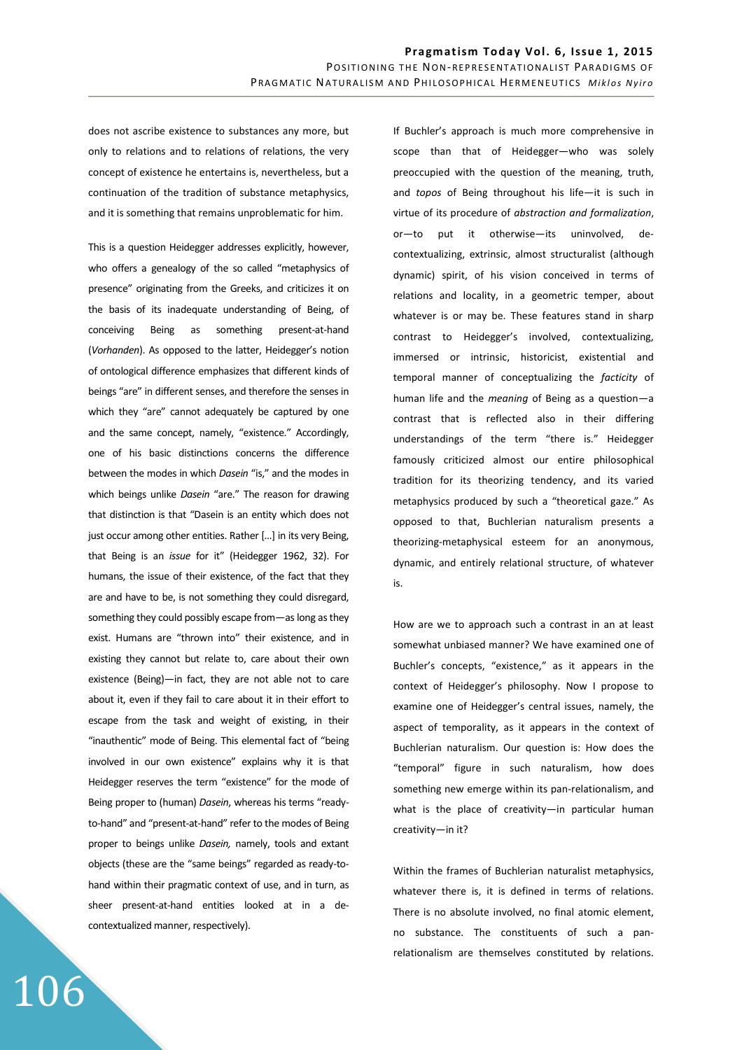does not ascribe existence to substances any more, but only to relations and to relations of relations, the very concept of existence he entertains is, nevertheless, but a continuation of the tradition of substance metaphysics, and it is something that remains unproblematic for him.

This is a question Heidegger addresses explicitly, however, who offers a genealogy of the so called "metaphysics of presence" originating from the Greeks, and criticizes it on the basis of its inadequate understanding of Being, of conceiving Being as something present-at-hand (*Vorhanden*). As opposed to the latter, Heidegger's notion of ontological difference emphasizes that different kinds of beings "are" in different senses, and therefore the senses in which they "are" cannot adequately be captured by one and the same concept, namely, "existence." Accordingly, one of his basic distinctions concerns the difference between the modes in which *Dasein* "is," and the modes in which beings unlike *Dasein* "are." The reason for drawing that distinction is that "Dasein is an entity which does not just occur among other entities. Rather […] in its very Being, that Being is an *issue* for it" (Heidegger 1962, 32). For humans, the issue of their existence, of the fact that they are and have to be, is not something they could disregard, something they could possibly escape from—as long as they exist. Humans are "thrown into" their existence, and in existing they cannot but relate to, care about their own existence (Being)—in fact, they are not able not to care about it, even if they fail to care about it in their effort to escape from the task and weight of existing, in their "inauthentic" mode of Being. This elemental fact of "being involved in our own existence" explains why it is that Heidegger reserves the term "existence" for the mode of Being proper to (human) *Dasein*, whereas his terms "ready-to-hand" and "present-at-hand" refer to the modes of Being proper to beings unlike *Dasein,* namely, tools and extant objects (these are the "same beings" regarded as ready-to-hand within their pragmatic context of use, and in turn, as sheer present-at-hand entities looked at in a de-contextualized manner, respectively).

If Buchler's approach is much more comprehensive in scope than that of Heidegger—who was solely preoccupied with the question of the meaning, truth, and *topos* of Being throughout his life—it is such in virtue of its procedure of *abstraction and formalization*, or—to put it otherwise—its uninvolved, de-contextualizing, extrinsic, almost structuralist (although dynamic) spirit, of his vision conceived in terms of relations and locality, in a geometric temper, about whatever is or may be. These features stand in sharp contrast to Heidegger's involved, contextualizing, immersed or intrinsic, historicist, existential and temporal manner of conceptualizing the *facticity* of human life and the *meaning* of Being as a question—a contrast that is reflected also in their differing understandings of the term "there is." Heidegger famously criticized almost our entire philosophical tradition for its theorizing tendency, and its varied metaphysics produced by such a "theoretical gaze." As opposed to that, Buchlerian naturalism presents a theorizing-metaphysical esteem for an anonymous, dynamic, and entirely relational structure, of whatever is.

How are we to approach such a contrast in an at least somewhat unbiased manner? We have examined one of Buchler's concepts, "existence," as it appears in the context of Heidegger's philosophy. Now I propose to examine one of Heidegger's central issues, namely, the aspect of temporality, as it appears in the context of Buchlerian naturalism. Our question is: How does the "temporal" figure in such naturalism, how does something new emerge within its pan-relationalism, and what is the place of creativity—in particular human creativity—in it?

Within the frames of Buchlerian naturalist metaphysics, whatever there is, it is defined in terms of relations. There is no absolute involved, no final atomic element, no substance. The constituents of such a pan-relationalism are themselves constituted by relations.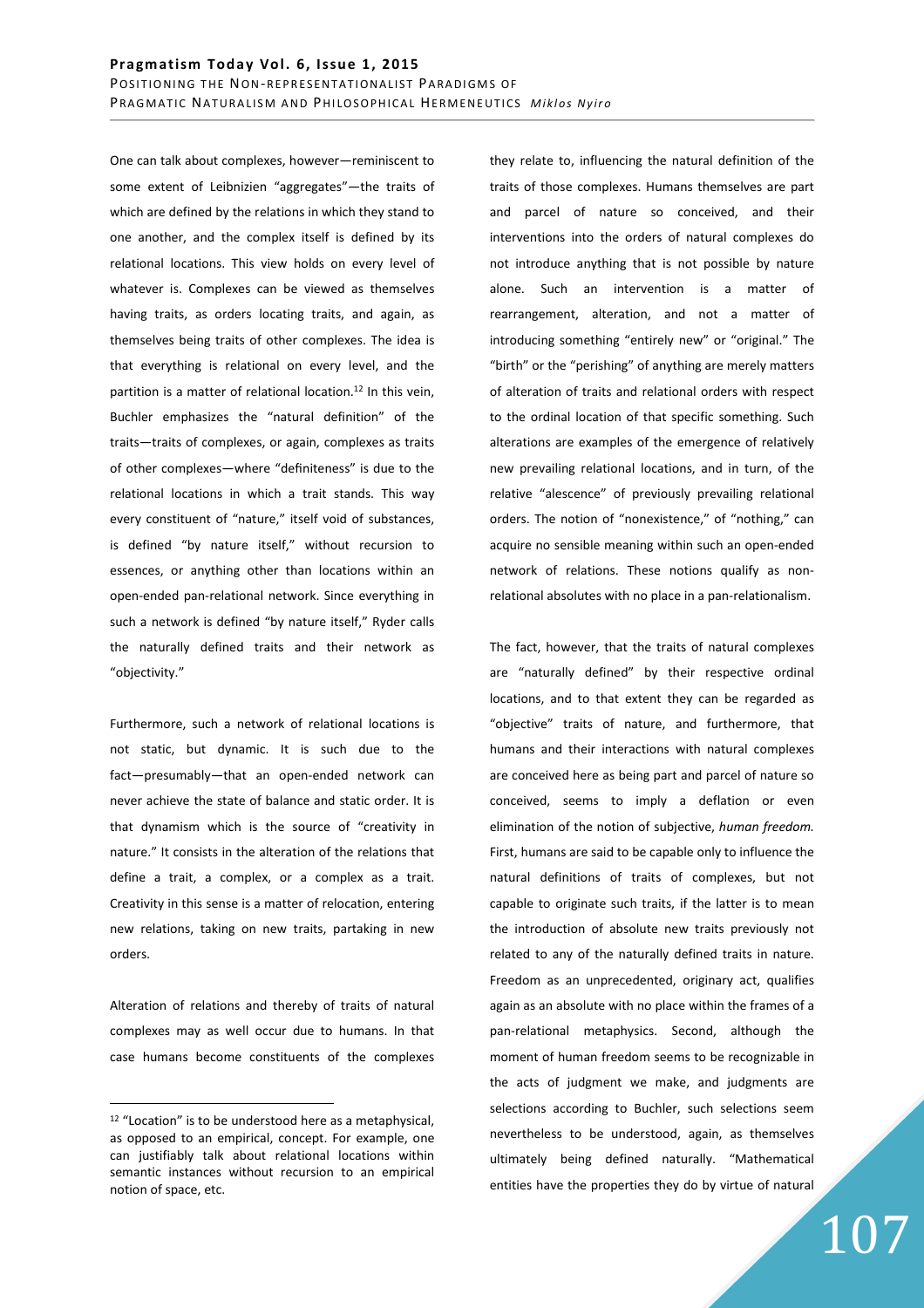One can talk about complexes, however—reminiscent to some extent of Leibnizien "aggregates"—the traits of which are defined by the relations in which they stand to one another, and the complex itself is defined by its relational locations. This view holds on every level of whatever is. Complexes can be viewed as themselves having traits, as orders locating traits, and again, as themselves being traits of other complexes. The idea is that everything is relational on every level, and the partition is a matter of relational location.[12] In this vein, Buchler emphasizes the "natural definition" of the traits—traits of complexes, or again, complexes as traits of other complexes—where "definiteness" is due to the relational locations in which a trait stands. This way every constituent of "nature," itself void of substances, is defined "by nature itself," without recursion to essences, or anything other than locations within an open-ended pan-relational network. Since everything in such a network is defined "by nature itself," Ryder calls the naturally defined traits and their network as "objectivity."

Furthermore, such a network of relational locations is not static, but dynamic. It is such due to the fact—presumably—that an open-ended network can never achieve the state of balance and static order. It is that dynamism which is the source of "creativity in nature." It consists in the alteration of the relations that define a trait, a complex, or a complex as a trait. Creativity in this sense is a matter of relocation, entering new relations, taking on new traits, partaking in new orders.

Alteration of relations and thereby of traits of natural complexes may as well occur due to humans. In that case humans become constituents of the complexes they relate to, influencing the natural definition of the traits of those complexes. Humans themselves are part and parcel of nature so conceived, and their interventions into the orders of natural complexes do not introduce anything that is not possible by nature alone. Such an intervention is a matter of rearrangement, alteration, and not a matter of introducing something "entirely new" or "original." The "birth" or the "perishing" of anything are merely matters of alteration of traits and relational orders with respect to the ordinal location of that specific something. Such alterations are examples of the emergence of relatively new prevailing relational locations, and in turn, of the relative "alescence" of previously prevailing relational orders. The notion of "nonexistence," of "nothing," can acquire no sensible meaning within such an open-ended network of relations. These notions qualify as non-relational absolutes with no place in a pan-relationalism.

The fact, however, that the traits of natural complexes are "naturally defined" by their respective ordinal locations, and to that extent they can be regarded as "objective" traits of nature, and furthermore, that humans and their interactions with natural complexes are conceived here as being part and parcel of nature so conceived, seems to imply a deflation or even elimination of the notion of subjective, *human freedom.* First, humans are said to be capable only to influence the natural definitions of traits of complexes, but not capable to originate such traits, if the latter is to mean the introduction of absolute new traits previously not related to any of the naturally defined traits in nature. Freedom as an unprecedented, originary act, qualifies again as an absolute with no place within the frames of a pan-relational metaphysics. Second, although the moment of human freedom seems to be recognizable in the acts of judgment we make, and judgments are selections according to Buchler, such selections seem nevertheless to be understood, again, as themselves ultimately being defined naturally. "Mathematical entities have the properties they do by virtue of natural

[12] "Location" is to be understood here as a metaphysical, as opposed to an empirical, concept. For example, one can justifiably talk about relational locations within semantic instances without recursion to an empirical notion of space, etc.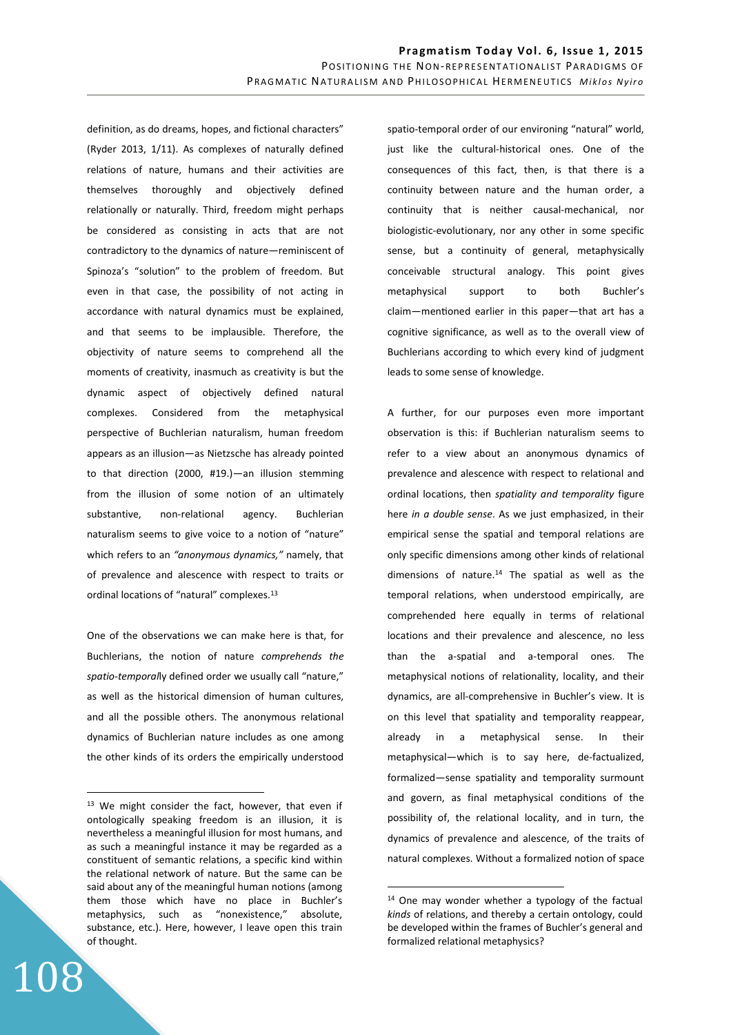definition, as do dreams, hopes, and fictional characters" (Ryder 2013, 1/11). As complexes of naturally defined relations of nature, humans and their activities are themselves thoroughly and objectively defined relationally or naturally. Third, freedom might perhaps be considered as consisting in acts that are not contradictory to the dynamics of nature—reminiscent of Spinoza's "solution" to the problem of freedom. But even in that case, the possibility of not acting in accordance with natural dynamics must be explained, and that seems to be implausible. Therefore, the objectivity of nature seems to comprehend all the moments of creativity, inasmuch as creativity is but the dynamic aspect of objectively defined natural complexes. Considered from the metaphysical perspective of Buchlerian naturalism, human freedom appears as an illusion—as Nietzsche has already pointed to that direction (2000, #19.)—an illusion stemming from the illusion of some notion of an ultimately substantive, non-relational agency. Buchlerian naturalism seems to give voice to a notion of "nature" which refers to an *"anonymous dynamics,"* namely, that of prevalence and alescence with respect to traits or ordinal locations of "natural" complexes.[13]

One of the observations we can make here is that, for Buchlerians, the notion of nature *comprehends the spatio-temporal*ly defined order we usually call "nature," as well as the historical dimension of human cultures, and all the possible others. The anonymous relational dynamics of Buchlerian nature includes as one among the other kinds of its orders the empirically understood spatio-temporal order of our environing "natural" world, just like the cultural-historical ones. One of the consequences of this fact, then, is that there is a continuity between nature and the human order, a continuity that is neither causal-mechanical, nor biologistic-evolutionary, nor any other in some specific sense, but a continuity of general, metaphysically conceivable structural analogy. This point gives metaphysical support to both Buchler's claim—mentioned earlier in this paper—that art has a cognitive significance, as well as to the overall view of Buchlerians according to which every kind of judgment leads to some sense of knowledge.

A further, for our purposes even more important observation is this: if Buchlerian naturalism seems to refer to a view about an anonymous dynamics of prevalence and alescence with respect to relational and ordinal locations, then *spatiality and temporality* figure here *in a double sense*. As we just emphasized, in their empirical sense the spatial and temporal relations are only specific dimensions among other kinds of relational dimensions of nature.[14] The spatial as well as the temporal relations, when understood empirically, are comprehended here equally in terms of relational locations and their prevalence and alescence, no less than the a-spatial and a-temporal ones. The metaphysical notions of relationality, locality, and their dynamics, are all-comprehensive in Buchler's view. It is on this level that spatiality and temporality reappear, already in a metaphysical sense. In their metaphysical—which is to say here, de-factualized, formalized—sense spatiality and temporality surmount and govern, as final metaphysical conditions of the possibility of, the relational locality, and in turn, the dynamics of prevalence and alescence, of the traits of natural complexes. Without a formalized notion of space

[13] We might consider the fact, however, that even if ontologically speaking freedom is an illusion, it is nevertheless a meaningful illusion for most humans, and as such a meaningful instance it may be regarded as a constituent of semantic relations, a specific kind within the relational network of nature. But the same can be said about any of the meaningful human notions (among them those which have no place in Buchler's metaphysics, such as "nonexistence," absolute, substance, etc.). Here, however, I leave open this train of thought.

[14] One may wonder whether a typology of the factual *kinds* of relations, and thereby a certain ontology, could be developed within the frames of Buchler's general and formalized relational metaphysics?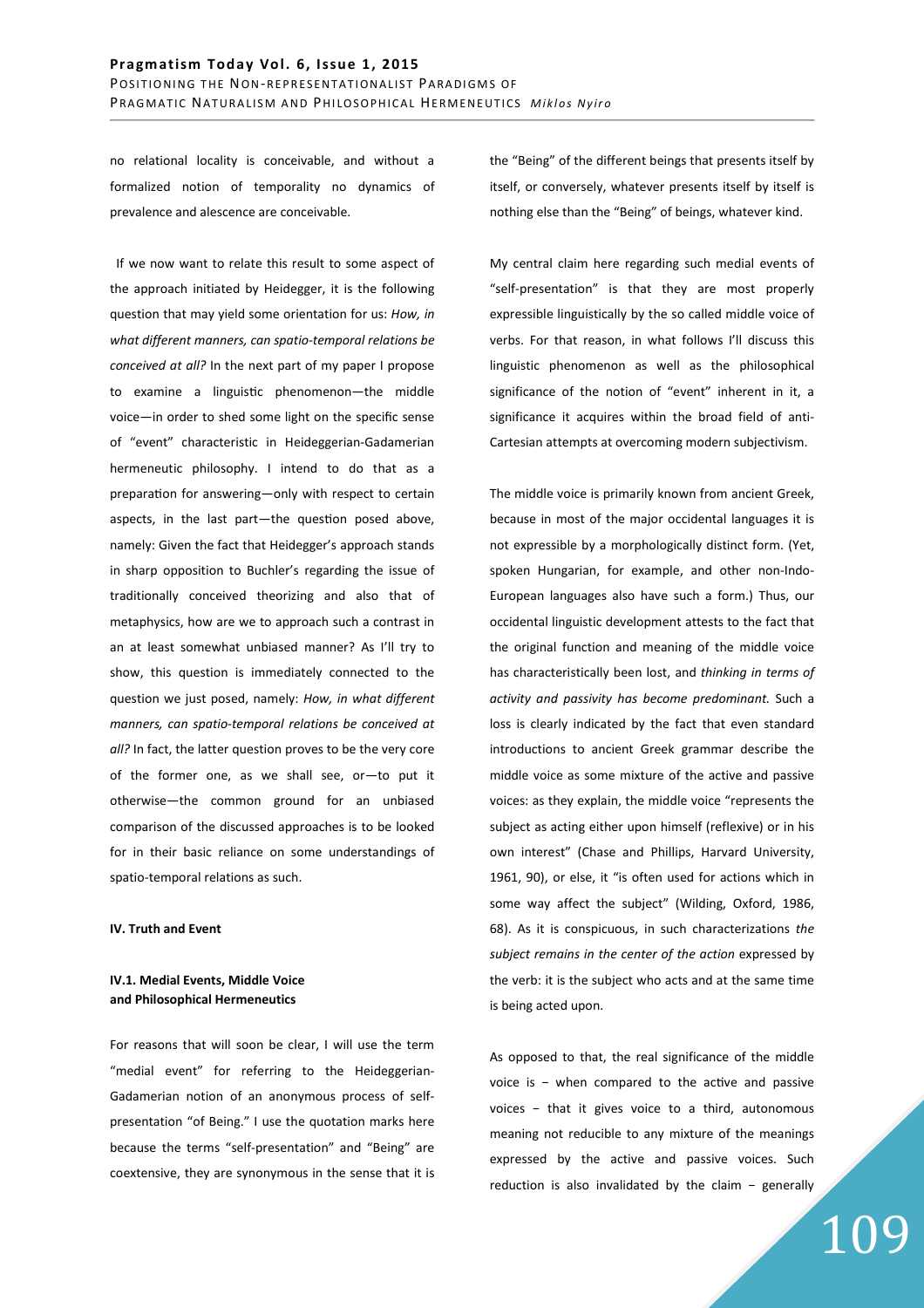no relational locality is conceivable, and without a formalized notion of temporality no dynamics of prevalence and alescence are conceivable.

If we now want to relate this result to some aspect of the approach initiated by Heidegger, it is the following question that may yield some orientation for us: *How, in what different manners, can spatio-temporal relations be conceived at all?* In the next part of my paper I propose to examine a linguistic phenomenon—the middle voice—in order to shed some light on the specific sense of "event" characteristic in Heideggerian-Gadamerian hermeneutic philosophy. I intend to do that as a preparation for answering—only with respect to certain aspects, in the last part—the question posed above, namely: Given the fact that Heidegger's approach stands in sharp opposition to Buchler's regarding the issue of traditionally conceived theorizing and also that of metaphysics, how are we to approach such a contrast in an at least somewhat unbiased manner? As I'll try to show, this question is immediately connected to the question we just posed, namely: *How, in what different manners, can spatio-temporal relations be conceived at all?* In fact, the latter question proves to be the very core of the former one, as we shall see, or—to put it otherwise—the common ground for an unbiased comparison of the discussed approaches is to be looked for in their basic reliance on some understandings of spatio-temporal relations as such.

## IV. Truth and Event

### IV.1. Medial Events, Middle Voice and Philosophical Hermeneutics

For reasons that will soon be clear, I will use the term "medial event" for referring to the Heideggerian-Gadamerian notion of an anonymous process of self-presentation "of Being." I use the quotation marks here because the terms "self-presentation" and "Being" are coextensive, they are synonymous in the sense that it is the "Being" of the different beings that presents itself by itself, or conversely, whatever presents itself by itself is nothing else than the "Being" of beings, whatever kind.

My central claim here regarding such medial events of "self-presentation" is that they are most properly expressible linguistically by the so called middle voice of verbs. For that reason, in what follows I'll discuss this linguistic phenomenon as well as the philosophical significance of the notion of "event" inherent in it, a significance it acquires within the broad field of anti-Cartesian attempts at overcoming modern subjectivism.

The middle voice is primarily known from ancient Greek, because in most of the major occidental languages it is not expressible by a morphologically distinct form. (Yet, spoken Hungarian, for example, and other non-Indo-European languages also have such a form.) Thus, our occidental linguistic development attests to the fact that the original function and meaning of the middle voice has characteristically been lost, and *thinking in terms of activity and passivity has become predominant.* Such a loss is clearly indicated by the fact that even standard introductions to ancient Greek grammar describe the middle voice as some mixture of the active and passive voices: as they explain, the middle voice "represents the subject as acting either upon himself (reflexive) or in his own interest" (Chase and Phillips, Harvard University, 1961, 90), or else, it "is often used for actions which in some way affect the subject" (Wilding, Oxford, 1986, 68). As it is conspicuous, in such characterizations *the subject remains in the center of the action* expressed by the verb: it is the subject who acts and at the same time is being acted upon.

As opposed to that, the real significance of the middle voice is − when compared to the active and passive voices − that it gives voice to a third, autonomous meaning not reducible to any mixture of the meanings expressed by the active and passive voices. Such reduction is also invalidated by the claim − generally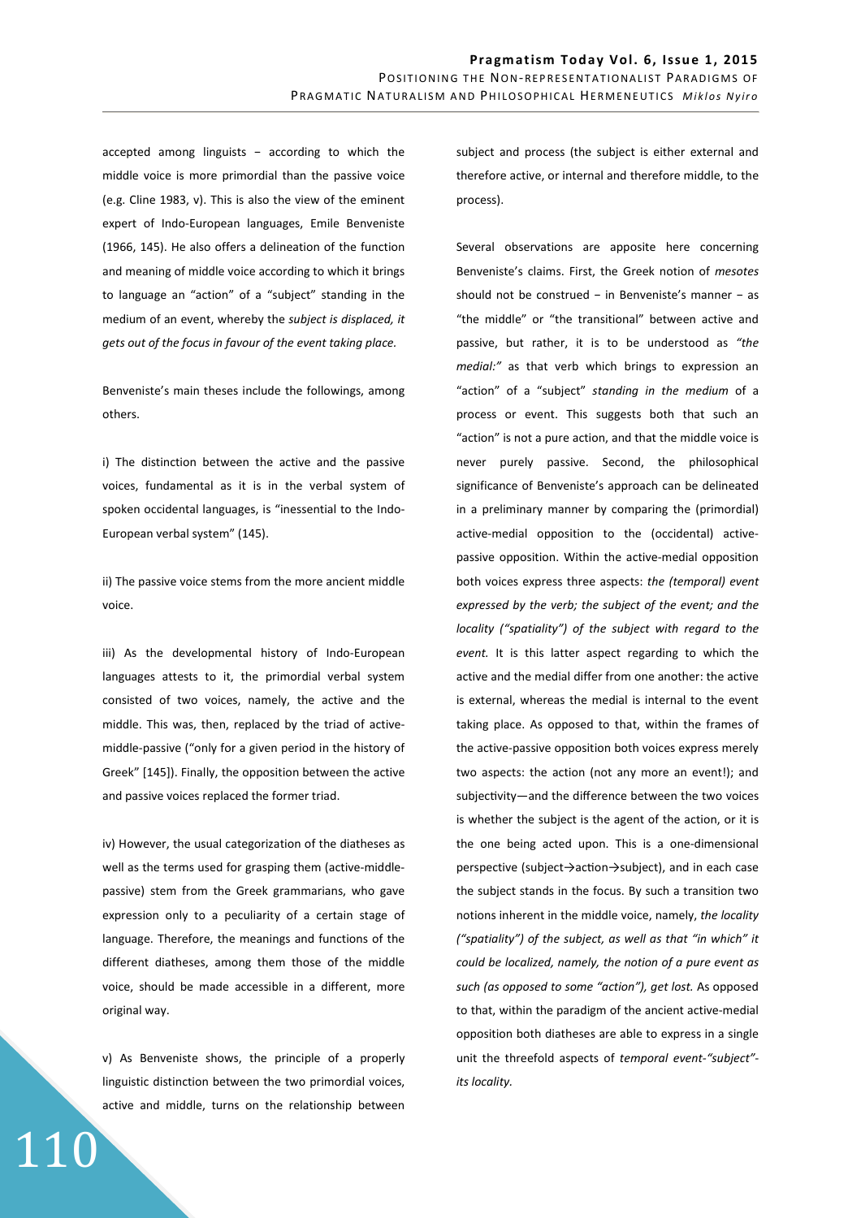accepted among linguists − according to which the middle voice is more primordial than the passive voice (e.g. Cline 1983, v). This is also the view of the eminent expert of Indo-European languages, Emile Benveniste (1966, 145). He also offers a delineation of the function and meaning of middle voice according to which it brings to language an "action" of a "subject" standing in the medium of an event, whereby the *subject is displaced, it gets out of the focus in favour of the event taking place.*

Benveniste's main theses include the followings, among others.

i) The distinction between the active and the passive voices, fundamental as it is in the verbal system of spoken occidental languages, is "inessential to the Indo-European verbal system" (145).

ii) The passive voice stems from the more ancient middle voice.

iii) As the developmental history of Indo-European languages attests to it, the primordial verbal system consisted of two voices, namely, the active and the middle. This was, then, replaced by the triad of active-middle-passive ("only for a given period in the history of Greek" [145]). Finally, the opposition between the active and passive voices replaced the former triad.

iv) However, the usual categorization of the diatheses as well as the terms used for grasping them (active-middle-passive) stem from the Greek grammarians, who gave expression only to a peculiarity of a certain stage of language. Therefore, the meanings and functions of the different diatheses, among them those of the middle voice, should be made accessible in a different, more original way.

v) As Benveniste shows, the principle of a properly linguistic distinction between the two primordial voices, active and middle, turns on the relationship between subject and process (the subject is either external and therefore active, or internal and therefore middle, to the process).

Several observations are apposite here concerning Benveniste's claims. First, the Greek notion of *mesotes* should not be construed − in Benveniste's manner − as "the middle" or "the transitional" between active and passive, but rather, it is to be understood as *"the medial:"* as that verb which brings to expression an "action" of a "subject" *standing in the medium* of a process or event. This suggests both that such an "action" is not a pure action, and that the middle voice is never purely passive. Second, the philosophical significance of Benveniste's approach can be delineated in a preliminary manner by comparing the (primordial) active-medial opposition to the (occidental) active-passive opposition. Within the active-medial opposition both voices express three aspects: *the (temporal) event expressed by the verb; the subject of the event; and the locality ("spatiality") of the subject with regard to the event.* It is this latter aspect regarding to which the active and the medial differ from one another: the active is external, whereas the medial is internal to the event taking place. As opposed to that, within the frames of the active-passive opposition both voices express merely two aspects: the action (not any more an event!); and subjectivity—and the difference between the two voices is whether the subject is the agent of the action, or it is the one being acted upon. This is a one-dimensional perspective (subject→action→subject), and in each case the subject stands in the focus. By such a transition two notions inherent in the middle voice, namely, *the locality ("spatiality") of the subject, as well as that "in which" it could be localized, namely, the notion of a pure event as such (as opposed to some "action"), get lost.* As opposed to that, within the paradigm of the ancient active-medial opposition both diatheses are able to express in a single unit the threefold aspects of *temporal event-"subject"-its locality.*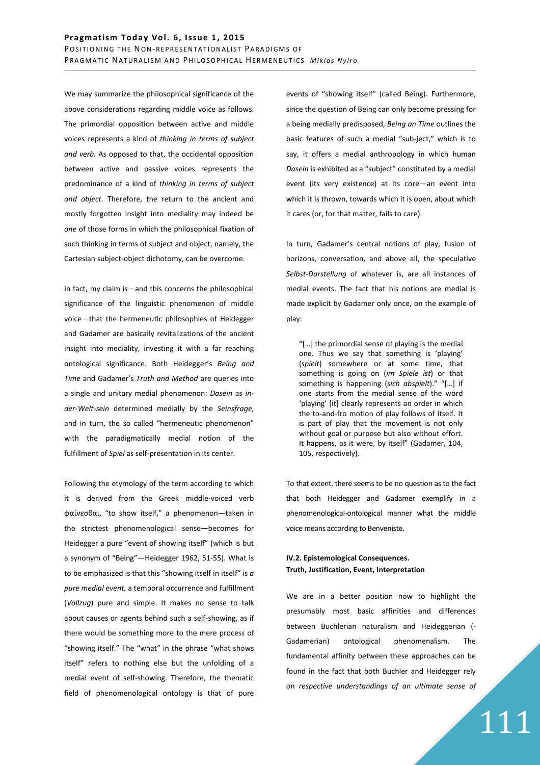We may summarize the philosophical significance of the above considerations regarding middle voice as follows. The primordial opposition between active and middle voices represents a kind of *thinking in terms of subject and verb.* As opposed to that, the occidental opposition between active and passive voices represents the predominance of a kind of *thinking in terms of subject and object.* Therefore, the return to the ancient and mostly forgotten insight into mediality may indeed be *one* of those forms in which the philosophical fixation of such thinking in terms of subject and object, namely, the Cartesian subject-object dichotomy, can be overcome.

In fact, my claim is—and this concerns the philosophical significance of the linguistic phenomenon of middle voice—that the hermeneutic philosophies of Heidegger and Gadamer are basically revitalizations of the ancient insight into mediality, investing it with a far reaching ontological significance. Both Heidegger's *Being and Time* and Gadamer's *Truth and Method* are queries into a single and unitary medial phenomenon: *Dasein* as *in-der-Welt-sein* determined medially by the *Seinsfrage,* and in turn, the so called "hermeneutic phenomenon" with the paradigmatically medial notion of the fulfillment of *Spiel* as self-presentation in its center.

Following the etymology of the term according to which it is derived from the Greek middle-voiced verb φαίνεσθαι, "to show itself," a phenomenon—taken in the strictest phenomenological sense—becomes for Heidegger a pure "event of showing itself" (which is but a synonym of "Being"—Heidegger 1962, 51-55). What is to be emphasized is that this "showing itself in itself" is *a pure medial event,* a temporal occurrence and fulfillment (*Vollzug*) pure and simple. It makes no sense to talk about causes or agents behind such a self-showing, as if there would be something more to the mere process of "showing itself." The "what" in the phrase "what shows itself" refers to nothing else but the unfolding of a medial event of self-showing. Therefore, the thematic field of phenomenological ontology is that of pure events of "showing itself" (called Being). Furthermore, since the question of Being can only become pressing for a being medially predisposed, *Being an Time* outlines the basic features of such a medial "sub-ject," which is to say, it offers a medial anthropology in which human *Dasein* is exhibited as a "subject" constituted by a medial event (its very existence) at its core—an event into which it is thrown, towards which it is open, about which it cares (or, for that matter, fails to care).

In turn, Gadamer's central notions of play, fusion of horizons, conversation, and above all, the speculative *Selbst-Darstellung* of whatever is, are all instances of medial events. The fact that his notions are medial is made explicit by Gadamer only once, on the example of play:

> "[…] the primordial sense of playing is the medial one. Thus we say that something is 'playing' (*spielt*) somewhere or at some time, that something is going on (*im Spiele ist*) or that something is happening (*sich abspielt*)." "[…] if one starts from the medial sense of the word 'playing' [it] clearly represents an order in which the to-and-fro motion of play follows of itself. It is part of play that the movement is not only without goal or purpose but also without effort. It happens, as it were, by itself" (Gadamer, 104, 105, respectively).

To that extent, there seems to be no question as to the fact that both Heidegger and Gadamer exemplify in a phenomenological-ontological manner what the middle voice means according to Benveniste.

### IV.2. Epistemological Consequences. Truth, Justification, Event, Interpretation

We are in a better position now to highlight the presumably most basic affinities and differences between Buchlerian naturalism and Heideggerian (-Gadamerian) ontological phenomenalism. The fundamental affinity between these approaches can be found in the fact that both Buchler and Heidegger rely on *respective understandings of an ultimate sense of*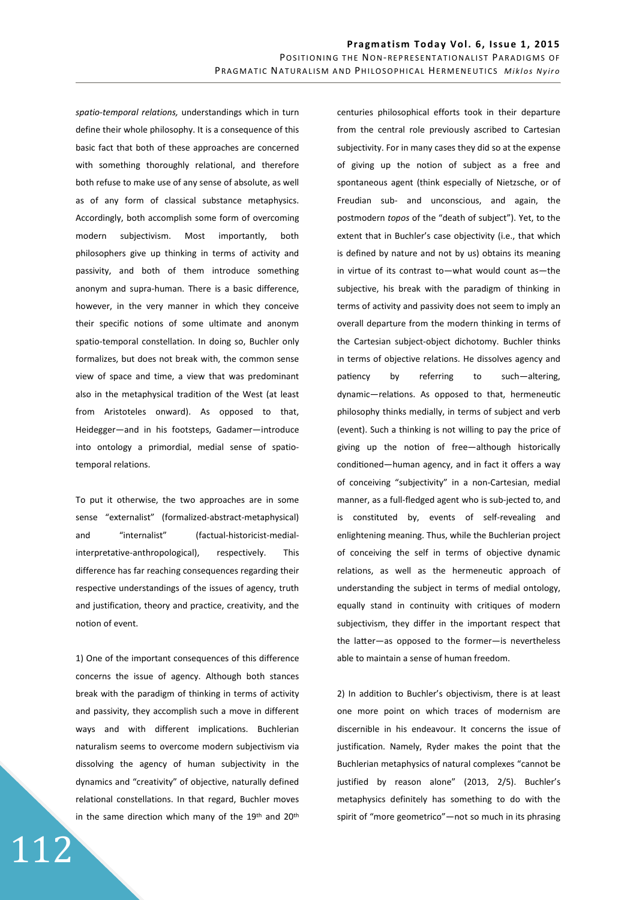*spatio-temporal relations,* understandings which in turn define their whole philosophy. It is a consequence of this basic fact that both of these approaches are concerned with something thoroughly relational, and therefore both refuse to make use of any sense of absolute, as well as of any form of classical substance metaphysics. Accordingly, both accomplish some form of overcoming modern subjectivism. Most importantly, both philosophers give up thinking in terms of activity and passivity, and both of them introduce something anonym and supra-human. There is a basic difference, however, in the very manner in which they conceive their specific notions of some ultimate and anonym spatio-temporal constellation. In doing so, Buchler only formalizes, but does not break with, the common sense view of space and time, a view that was predominant also in the metaphysical tradition of the West (at least from Aristoteles onward). As opposed to that, Heidegger—and in his footsteps, Gadamer—introduce into ontology a primordial, medial sense of spatio-temporal relations.

To put it otherwise, the two approaches are in some sense "externalist" (formalized-abstract-metaphysical) and "internalist" (factual-historicist-medial-interpretative-anthropological), respectively. This difference has far reaching consequences regarding their respective understandings of the issues of agency, truth and justification, theory and practice, creativity, and the notion of event.

1) One of the important consequences of this difference concerns the issue of agency. Although both stances break with the paradigm of thinking in terms of activity and passivity, they accomplish such a move in different ways and with different implications. Buchlerian naturalism seems to overcome modern subjectivism via dissolving the agency of human subjectivity in the dynamics and "creativity" of objective, naturally defined relational constellations. In that regard, Buchler moves in the same direction which many of the 19th and 20th centuries philosophical efforts took in their departure from the central role previously ascribed to Cartesian subjectivity. For in many cases they did so at the expense of giving up the notion of subject as a free and spontaneous agent (think especially of Nietzsche, or of Freudian sub- and unconscious, and again, the postmodern *topos* of the "death of subject"). Yet, to the extent that in Buchler's case objectivity (i.e., that which is defined by nature and not by us) obtains its meaning in virtue of its contrast to—what would count as—the subjective, his break with the paradigm of thinking in terms of activity and passivity does not seem to imply an overall departure from the modern thinking in terms of the Cartesian subject-object dichotomy. Buchler thinks in terms of objective relations. He dissolves agency and patiency by referring to such—altering, dynamic—relations. As opposed to that, hermeneutic philosophy thinks medially, in terms of subject and verb (event). Such a thinking is not willing to pay the price of giving up the notion of free—although historically conditioned—human agency, and in fact it offers a way of conceiving "subjectivity" in a non-Cartesian, medial manner, as a full-fledged agent who is sub-jected to, and is constituted by, events of self-revealing and enlightening meaning. Thus, while the Buchlerian project of conceiving the self in terms of objective dynamic relations, as well as the hermeneutic approach of understanding the subject in terms of medial ontology, equally stand in continuity with critiques of modern subjectivism, they differ in the important respect that the latter—as opposed to the former—is nevertheless able to maintain a sense of human freedom.

2) In addition to Buchler's objectivism, there is at least one more point on which traces of modernism are discernible in his endeavour. It concerns the issue of justification. Namely, Ryder makes the point that the Buchlerian metaphysics of natural complexes "cannot be justified by reason alone" (2013, 2/5). Buchler's metaphysics definitely has something to do with the spirit of "more geometrico"—not so much in its phrasing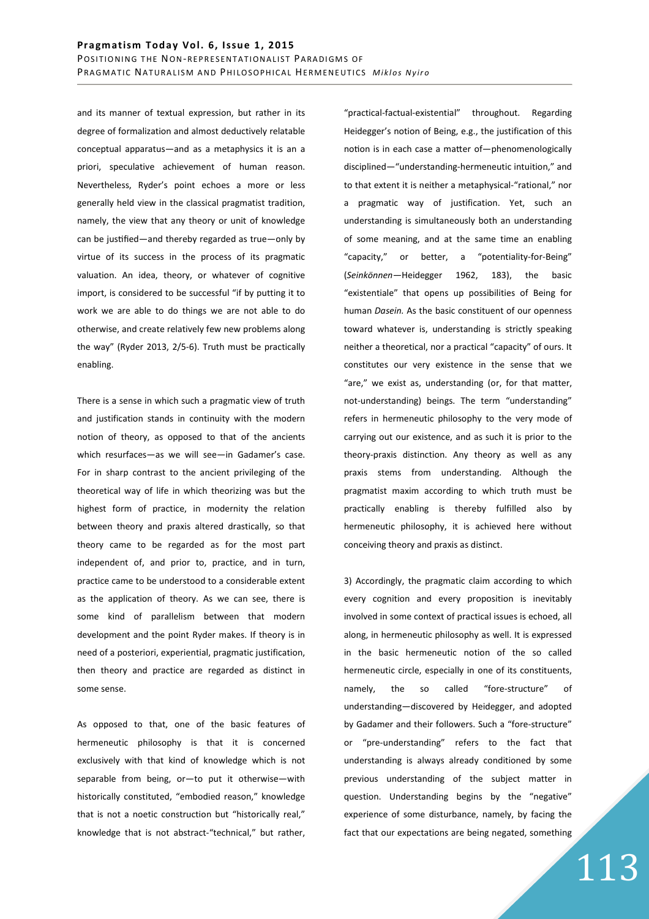and its manner of textual expression, but rather in its degree of formalization and almost deductively relatable conceptual apparatus—and as a metaphysics it is an a priori, speculative achievement of human reason. Nevertheless, Ryder's point echoes a more or less generally held view in the classical pragmatist tradition, namely, the view that any theory or unit of knowledge can be justified—and thereby regarded as true—only by virtue of its success in the process of its pragmatic valuation. An idea, theory, or whatever of cognitive import, is considered to be successful "if by putting it to work we are able to do things we are not able to do otherwise, and create relatively few new problems along the way" (Ryder 2013, 2/5-6). Truth must be practically enabling.

There is a sense in which such a pragmatic view of truth and justification stands in continuity with the modern notion of theory, as opposed to that of the ancients which resurfaces—as we will see—in Gadamer's case. For in sharp contrast to the ancient privileging of the theoretical way of life in which theorizing was but the highest form of practice, in modernity the relation between theory and praxis altered drastically, so that theory came to be regarded as for the most part independent of, and prior to, practice, and in turn, practice came to be understood to a considerable extent as the application of theory. As we can see, there is some kind of parallelism between that modern development and the point Ryder makes. If theory is in need of a posteriori, experiential, pragmatic justification, then theory and practice are regarded as distinct in some sense.

As opposed to that, one of the basic features of hermeneutic philosophy is that it is concerned exclusively with that kind of knowledge which is not separable from being, or—to put it otherwise—with historically constituted, "embodied reason," knowledge that is not a noetic construction but "historically real," knowledge that is not abstract-"technical," but rather, "practical-factual-existential" throughout. Regarding Heidegger's notion of Being, e.g., the justification of this notion is in each case a matter of—phenomenologically disciplined—"understanding-hermeneutic intuition," and to that extent it is neither a metaphysical-"rational," nor a pragmatic way of justification. Yet, such an understanding is simultaneously both an understanding of some meaning, and at the same time an enabling "capacity," or better, a "potentiality-for-Being" (*Seinkönnen*—Heidegger 1962, 183), the basic "existentiale" that opens up possibilities of Being for human *Dasein*. As the basic constituent of our openness toward whatever is, understanding is strictly speaking neither a theoretical, nor a practical "capacity" of ours. It constitutes our very existence in the sense that we "are," we exist as, understanding (or, for that matter, not-understanding) beings. The term "understanding" refers in hermeneutic philosophy to the very mode of carrying out our existence, and as such it is prior to the theory-praxis distinction. Any theory as well as any praxis stems from understanding. Although the pragmatist maxim according to which truth must be practically enabling is thereby fulfilled also by hermeneutic philosophy, it is achieved here without conceiving theory and praxis as distinct.

3) Accordingly, the pragmatic claim according to which every cognition and every proposition is inevitably involved in some context of practical issues is echoed, all along, in hermeneutic philosophy as well. It is expressed in the basic hermeneutic notion of the so called hermeneutic circle, especially in one of its constituents, namely, the so called "fore-structure" of understanding—discovered by Heidegger, and adopted by Gadamer and their followers. Such a "fore-structure" or "pre-understanding" refers to the fact that understanding is always already conditioned by some previous understanding of the subject matter in question. Understanding begins by the "negative" experience of some disturbance, namely, by facing the fact that our expectations are being negated, something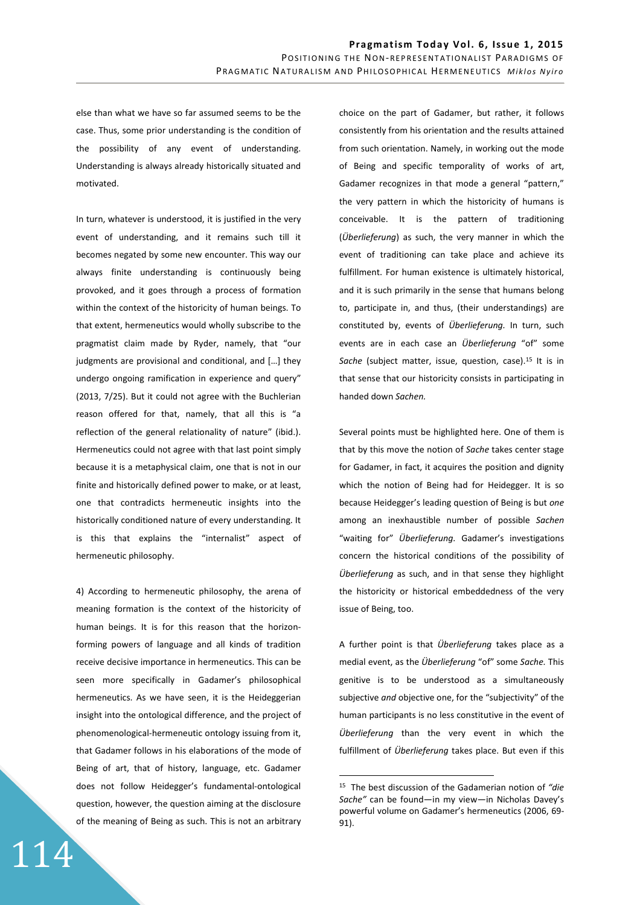else than what we have so far assumed seems to be the case. Thus, some prior understanding is the condition of the possibility of any event of understanding. Understanding is always already historically situated and motivated.

In turn, whatever is understood, it is justified in the very event of understanding, and it remains such till it becomes negated by some new encounter. This way our always finite understanding is continuously being provoked, and it goes through a process of formation within the context of the historicity of human beings. To that extent, hermeneutics would wholly subscribe to the pragmatist claim made by Ryder, namely, that "our judgments are provisional and conditional, and […] they undergo ongoing ramification in experience and query" (2013, 7/25). But it could not agree with the Buchlerian reason offered for that, namely, that all this is "a reflection of the general relationality of nature" (ibid.). Hermeneutics could not agree with that last point simply because it is a metaphysical claim, one that is not in our finite and historically defined power to make, or at least, one that contradicts hermeneutic insights into the historically conditioned nature of every understanding. It is this that explains the "internalist" aspect of hermeneutic philosophy.

4) According to hermeneutic philosophy, the arena of meaning formation is the context of the historicity of human beings. It is for this reason that the horizon-forming powers of language and all kinds of tradition receive decisive importance in hermeneutics. This can be seen more specifically in Gadamer's philosophical hermeneutics. As we have seen, it is the Heideggerian insight into the ontological difference, and the project of phenomenological-hermeneutic ontology issuing from it, that Gadamer follows in his elaborations of the mode of Being of art, that of history, language, etc. Gadamer does not follow Heidegger's fundamental-ontological question, however, the question aiming at the disclosure of the meaning of Being as such. This is not an arbitrary choice on the part of Gadamer, but rather, it follows consistently from his orientation and the results attained from such orientation. Namely, in working out the mode of Being and specific temporality of works of art, Gadamer recognizes in that mode a general "pattern," the very pattern in which the historicity of humans is conceivable. It is the pattern of traditioning (*Überlieferung*) as such, the very manner in which the event of traditioning can take place and achieve its fulfillment. For human existence is ultimately historical, and it is such primarily in the sense that humans belong to, participate in, and thus, (their understandings) are constituted by, events of *Überlieferung.* In turn, such events are in each case an *Überlieferung* "of" some *Sache* (subject matter, issue, question, case).[15] It is in that sense that our historicity consists in participating in handed down *Sachen.*

Several points must be highlighted here. One of them is that by this move the notion of *Sache* takes center stage for Gadamer, in fact, it acquires the position and dignity which the notion of Being had for Heidegger. It is so because Heidegger's leading question of Being is but *one* among an inexhaustible number of possible *Sachen* "waiting for" *Überlieferung*. Gadamer's investigations concern the historical conditions of the possibility of *Überlieferung* as such, and in that sense they highlight the historicity or historical embeddedness of the very issue of Being, too.

A further point is that *Überlieferung* takes place as a medial event, as the *Überlieferung* "of" some *Sache.* This genitive is to be understood as a simultaneously subjective *and* objective one, for the "subjectivity" of the human participants is no less constitutive in the event of *Überlieferung* than the very event in which the fulfillment of *Überlieferung* takes place. But even if this

[15] The best discussion of the Gadamerian notion of *"die Sache"* can be found—in my view—in Nicholas Davey's powerful volume on Gadamer's hermeneutics (2006, 69-91).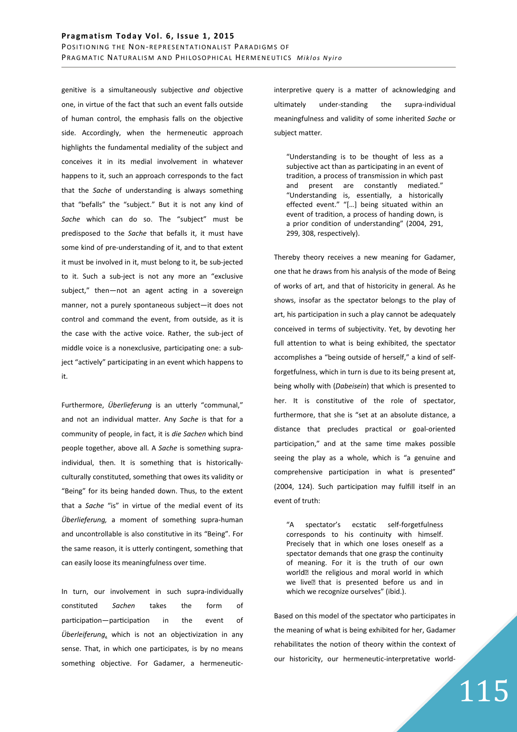genitive is a simultaneously subjective *and* objective one, in virtue of the fact that such an event falls outside of human control, the emphasis falls on the objective side. Accordingly, when the hermeneutic approach highlights the fundamental mediality of the subject and conceives it in its medial involvement in whatever happens to it, such an approach corresponds to the fact that the *Sache* of understanding is always something that "befalls" the "subject." But it is not any kind of *Sache* which can do so. The "subject" must be predisposed to the *Sache* that befalls it, it must have some kind of pre-understanding of it, and to that extent it must be involved in it, must belong to it, be sub-jected to it. Such a sub-ject is not any more an "exclusive subject," then—not an agent acting in a sovereign manner, not a purely spontaneous subject—it does not control and command the event, from outside, as it is the case with the active voice. Rather, the sub-ject of middle voice is a nonexclusive, participating one: a sub-ject "actively" participating in an event which happens to it.

Furthermore, *Überlieferung* is an utterly "communal," and not an individual matter. Any *Sache* is that for a community of people, in fact, it is *die Sachen* which bind people together, above all. A *Sache* is something supra-individual, then. It is something that is historically-culturally constituted, something that owes its validity or "Being" for its being handed down. Thus, to the extent that a *Sache* "is" in virtue of the medial event of its *Überlieferung,* a moment of something supra-human and uncontrollable is also constitutive in its "Being". For the same reason, it is utterly contingent, something that can easily loose its meaningfulness over time.

In turn, our involvement in such supra-individually constituted *Sachen* takes the form of participation—participation in the event of *Überliferung*, which is not an objectivization in any sense. That, in which one participates, is by no means something objective. For Gadamer, a hermeneutic-interpretive query is a matter of acknowledging and ultimately under-standing the supra-individual meaningfulness and validity of some inherited *Sache* or subject matter.

> "Understanding is to be thought of less as a subjective act than as participating in an event of tradition, a process of transmission in which past and present are constantly mediated." "Understanding is, essentially, a historically effected event." "[…] being situated within an event of tradition, a process of handing down, is a prior condition of understanding" (2004, 291, 299, 308, respectively).

Thereby theory receives a new meaning for Gadamer, one that he draws from his analysis of the mode of Being of works of art, and that of historicity in general. As he shows, insofar as the spectator belongs to the play of art, his participation in such a play cannot be adequately conceived in terms of subjectivity. Yet, by devoting her full attention to what is being exhibited, the spectator accomplishes a "being outside of herself," a kind of self-forgetfulness, which in turn is due to its being present at, being wholly with (*Dabeisein*) that which is presented to her. It is constitutive of the role of spectator, furthermore, that she is "set at an absolute distance, a distance that precludes practical or goal-oriented participation," and at the same time makes possible seeing the play as a whole, which is "a genuine and comprehensive participation in what is presented" (2004, 124). Such participation may fulfill itself in an event of truth:

> "A spectator's ecstatic self-forgetfulness corresponds to his continuity with himself. Precisely that in which one loses oneself as a spectator demands that one grasp the continuity of meaning. For it is the truth of our own world the religious and moral world in which we live that is presented before us and in which we recognize ourselves" (ibid.).

Based on this model of the spectator who participates in the meaning of what is being exhibited for her, Gadamer rehabilitates the notion of theory within the context of our historicity, our hermeneutic-interpretative world-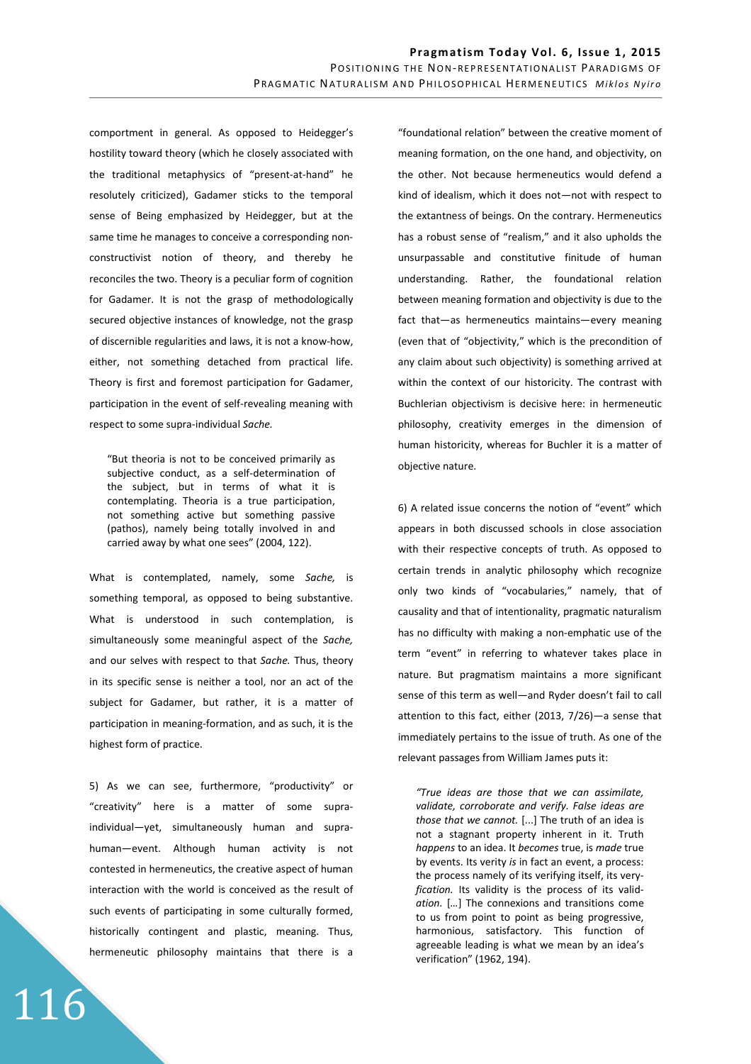comportment in general. As opposed to Heidegger's hostility toward theory (which he closely associated with the traditional metaphysics of "present-at-hand" he resolutely criticized), Gadamer sticks to the temporal sense of Being emphasized by Heidegger, but at the same time he manages to conceive a corresponding non-constructivist notion of theory, and thereby he reconciles the two. Theory is a peculiar form of cognition for Gadamer. It is not the grasp of methodologically secured objective instances of knowledge, not the grasp of discernible regularities and laws, it is not a know-how, either, not something detached from practical life. Theory is first and foremost participation for Gadamer, participation in the event of self-revealing meaning with respect to some supra-individual *Sache.*

> "But theoria is not to be conceived primarily as subjective conduct, as a self-determination of the subject, but in terms of what it is contemplating. Theoria is a true participation, not something active but something passive (pathos), namely being totally involved in and carried away by what one sees" (2004, 122).

What is contemplated, namely, some *Sache,* is something temporal, as opposed to being substantive. What is understood in such contemplation, is simultaneously some meaningful aspect of the *Sache,* and our selves with respect to that *Sache.* Thus, theory in its specific sense is neither a tool, nor an act of the subject for Gadamer, but rather, it is a matter of participation in meaning-formation, and as such, it is the highest form of practice.

5) As we can see, furthermore, "productivity" or "creativity" here is a matter of some supra-individual—yet, simultaneously human and supra-human—event. Although human activity is not contested in hermeneutics, the creative aspect of human interaction with the world is conceived as the result of such events of participating in some culturally formed, historically contingent and plastic, meaning. Thus, hermeneutic philosophy maintains that there is a "foundational relation" between the creative moment of meaning formation, on the one hand, and objectivity, on the other. Not because hermeneutics would defend a kind of idealism, which it does not—not with respect to the extantness of beings. On the contrary. Hermeneutics has a robust sense of "realism," and it also upholds the unsurpassable and constitutive finitude of human understanding. Rather, the foundational relation between meaning formation and objectivity is due to the fact that—as hermeneutics maintains—every meaning (even that of "objectivity," which is the precondition of any claim about such objectivity) is something arrived at within the context of our historicity. The contrast with Buchlerian objectivism is decisive here: in hermeneutic philosophy, creativity emerges in the dimension of human historicity, whereas for Buchler it is a matter of objective nature.

6) A related issue concerns the notion of "event" which appears in both discussed schools in close association with their respective concepts of truth. As opposed to certain trends in analytic philosophy which recognize only two kinds of "vocabularies," namely, that of causality and that of intentionality, pragmatic naturalism has no difficulty with making a non-emphatic use of the term "event" in referring to whatever takes place in nature. But pragmatism maintains a more significant sense of this term as well—and Ryder doesn't fail to call attention to this fact, either (2013, 7/26)—a sense that immediately pertains to the issue of truth. As one of the relevant passages from William James puts it:

> *"True ideas are those that we can assimilate, validate, corroborate and verify. False ideas are those that we cannot.* [...] The truth of an idea is not a stagnant property inherent in it. Truth *happens* to an idea. It *becomes* true, is *made* true by events. Its verity *is* in fact an event, a process: the process namely of its verifying itself, its very-*fication.* Its validity is the process of its valid-*ation.* […] The connexions and transitions come to us from point to point as being progressive, harmonious, satisfactory. This function of agreeable leading is what we mean by an idea's verification" (1962, 194).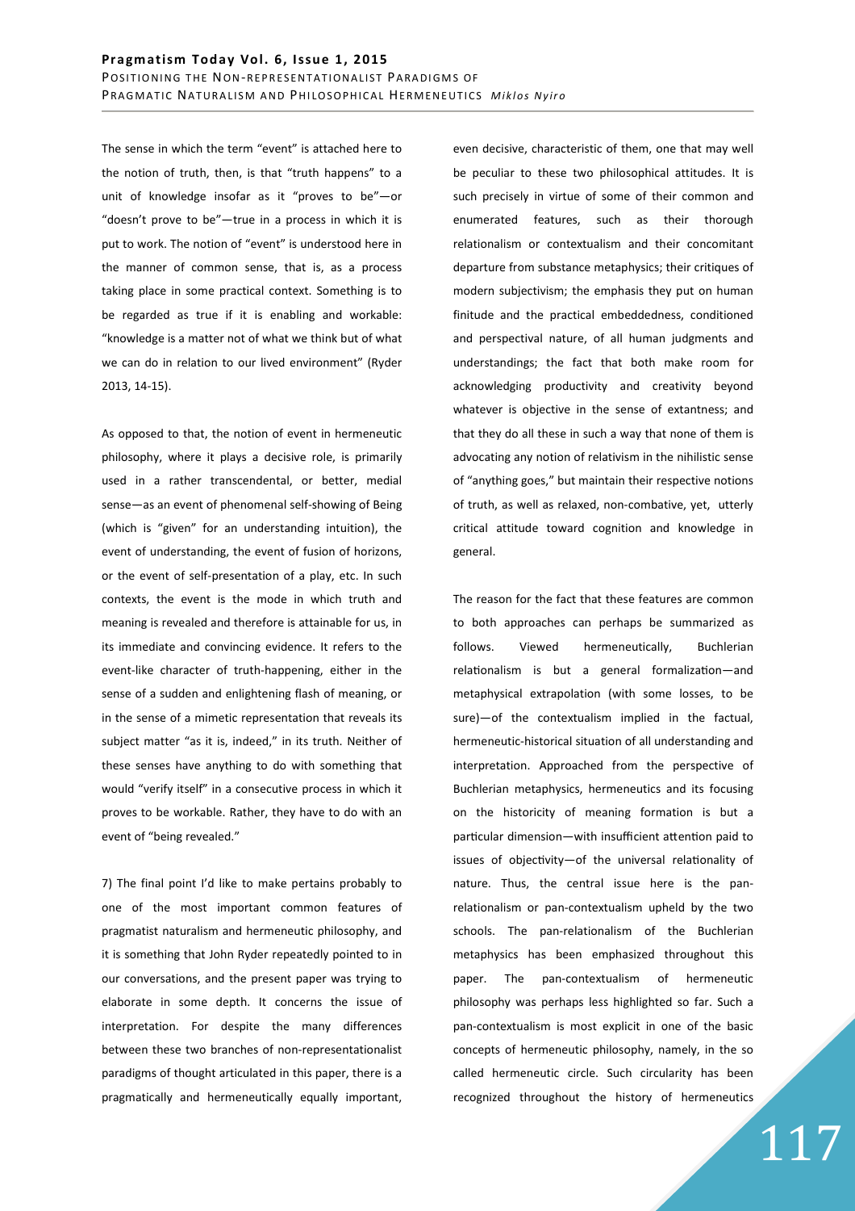The sense in which the term "event" is attached here to the notion of truth, then, is that "truth happens" to a unit of knowledge insofar as it "proves to be"—or "doesn't prove to be"—true in a process in which it is put to work. The notion of "event" is understood here in the manner of common sense, that is, as a process taking place in some practical context. Something is to be regarded as true if it is enabling and workable: "knowledge is a matter not of what we think but of what we can do in relation to our lived environment" (Ryder 2013, 14-15).

As opposed to that, the notion of event in hermeneutic philosophy, where it plays a decisive role, is primarily used in a rather transcendental, or better, medial sense—as an event of phenomenal self-showing of Being (which is "given" for an understanding intuition), the event of understanding, the event of fusion of horizons, or the event of self-presentation of a play, etc. In such contexts, the event is the mode in which truth and meaning is revealed and therefore is attainable for us, in its immediate and convincing evidence. It refers to the event-like character of truth-happening, either in the sense of a sudden and enlightening flash of meaning, or in the sense of a mimetic representation that reveals its subject matter "as it is, indeed," in its truth. Neither of these senses have anything to do with something that would "verify itself" in a consecutive process in which it proves to be workable. Rather, they have to do with an event of "being revealed."

7) The final point I'd like to make pertains probably to one of the most important common features of pragmatist naturalism and hermeneutic philosophy, and it is something that John Ryder repeatedly pointed to in our conversations, and the present paper was trying to elaborate in some depth. It concerns the issue of interpretation. For despite the many differences between these two branches of non-representationalist paradigms of thought articulated in this paper, there is a pragmatically and hermeneutically equally important, even decisive, characteristic of them, one that may well be peculiar to these two philosophical attitudes. It is such precisely in virtue of some of their common and enumerated features, such as their thorough relationalism or contextualism and their concomitant departure from substance metaphysics; their critiques of modern subjectivism; the emphasis they put on human finitude and the practical embeddedness, conditioned and perspectival nature, of all human judgments and understandings; the fact that both make room for acknowledging productivity and creativity beyond whatever is objective in the sense of extantness; and that they do all these in such a way that none of them is advocating any notion of relativism in the nihilistic sense of "anything goes," but maintain their respective notions of truth, as well as relaxed, non-combative, yet, utterly critical attitude toward cognition and knowledge in general.

The reason for the fact that these features are common to both approaches can perhaps be summarized as follows. Viewed hermeneutically, Buchlerian relationalism is but a general formalization—and metaphysical extrapolation (with some losses, to be sure)—of the contextualism implied in the factual, hermeneutic-historical situation of all understanding and interpretation. Approached from the perspective of Buchlerian metaphysics, hermeneutics and its focusing on the historicity of meaning formation is but a particular dimension—with insufficient attention paid to issues of objectivity—of the universal relationality of nature. Thus, the central issue here is the pan-relationalism or pan-contextualism upheld by the two schools. The pan-relationalism of the Buchlerian metaphysics has been emphasized throughout this paper. The pan-contextualism of hermeneutic philosophy was perhaps less highlighted so far. Such a pan-contextualism is most explicit in one of the basic concepts of hermeneutic philosophy, namely, in the so called hermeneutic circle. Such circularity has been recognized throughout the history of hermeneutics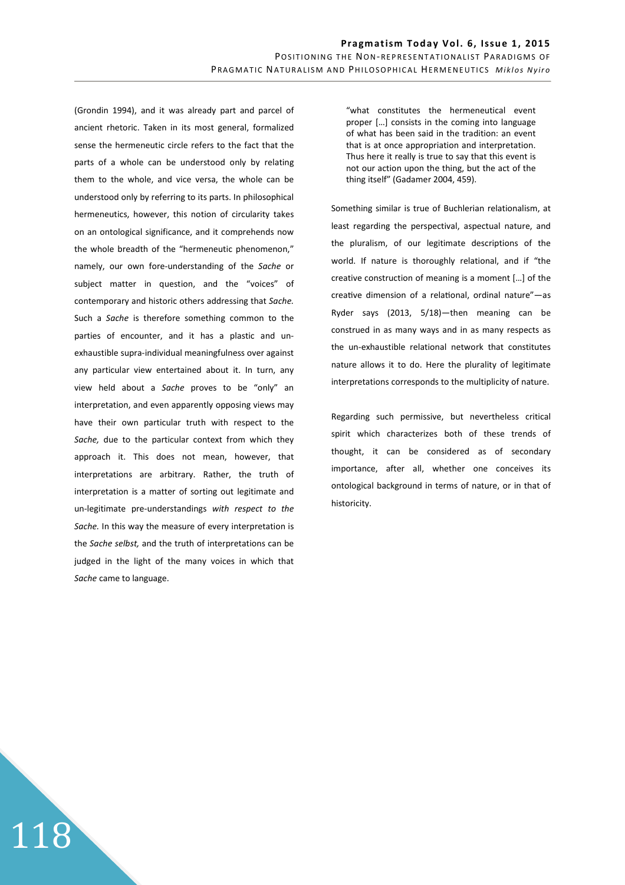(Grondin 1994), and it was already part and parcel of ancient rhetoric. Taken in its most general, formalized sense the hermeneutic circle refers to the fact that the parts of a whole can be understood only by relating them to the whole, and vice versa, the whole can be understood only by referring to its parts. In philosophical hermeneutics, however, this notion of circularity takes on an ontological significance, and it comprehends now the whole breadth of the "hermeneutic phenomenon," namely, our own fore-understanding of the *Sache* or subject matter in question, and the "voices" of contemporary and historic others addressing that *Sache.* Such a *Sache* is therefore something common to the parties of encounter, and it has a plastic and un-exhaustible supra-individual meaningfulness over against any particular view entertained about it. In turn, any view held about a *Sache* proves to be "only" an interpretation, and even apparently opposing views may have their own particular truth with respect to the *Sache,* due to the particular context from which they approach it. This does not mean, however, that interpretations are arbitrary. Rather, the truth of interpretation is a matter of sorting out legitimate and un-legitimate pre-understandings *with respect to the Sache.* In this way the measure of every interpretation is the *Sache selbst,* and the truth of interpretations can be judged in the light of the many voices in which that *Sache* came to language.

> "what constitutes the hermeneutical event proper […] consists in the coming into language of what has been said in the tradition: an event that is at once appropriation and interpretation. Thus here it really is true to say that this event is not our action upon the thing, but the act of the thing itself" (Gadamer 2004, 459).

Something similar is true of Buchlerian relationalism, at least regarding the perspectival, aspectual nature, and the pluralism, of our legitimate descriptions of the world. If nature is thoroughly relational, and if "the creative construction of meaning is a moment […] of the creative dimension of a relational, ordinal nature"—as Ryder says (2013, 5/18)—then meaning can be construed in as many ways and in as many respects as the un-exhaustible relational network that constitutes nature allows it to do. Here the plurality of legitimate interpretations corresponds to the multiplicity of nature.

Regarding such permissive, but nevertheless critical spirit which characterizes both of these trends of thought, it can be considered as of secondary importance, after all, whether one conceives its ontological background in terms of nature, or in that of historicity.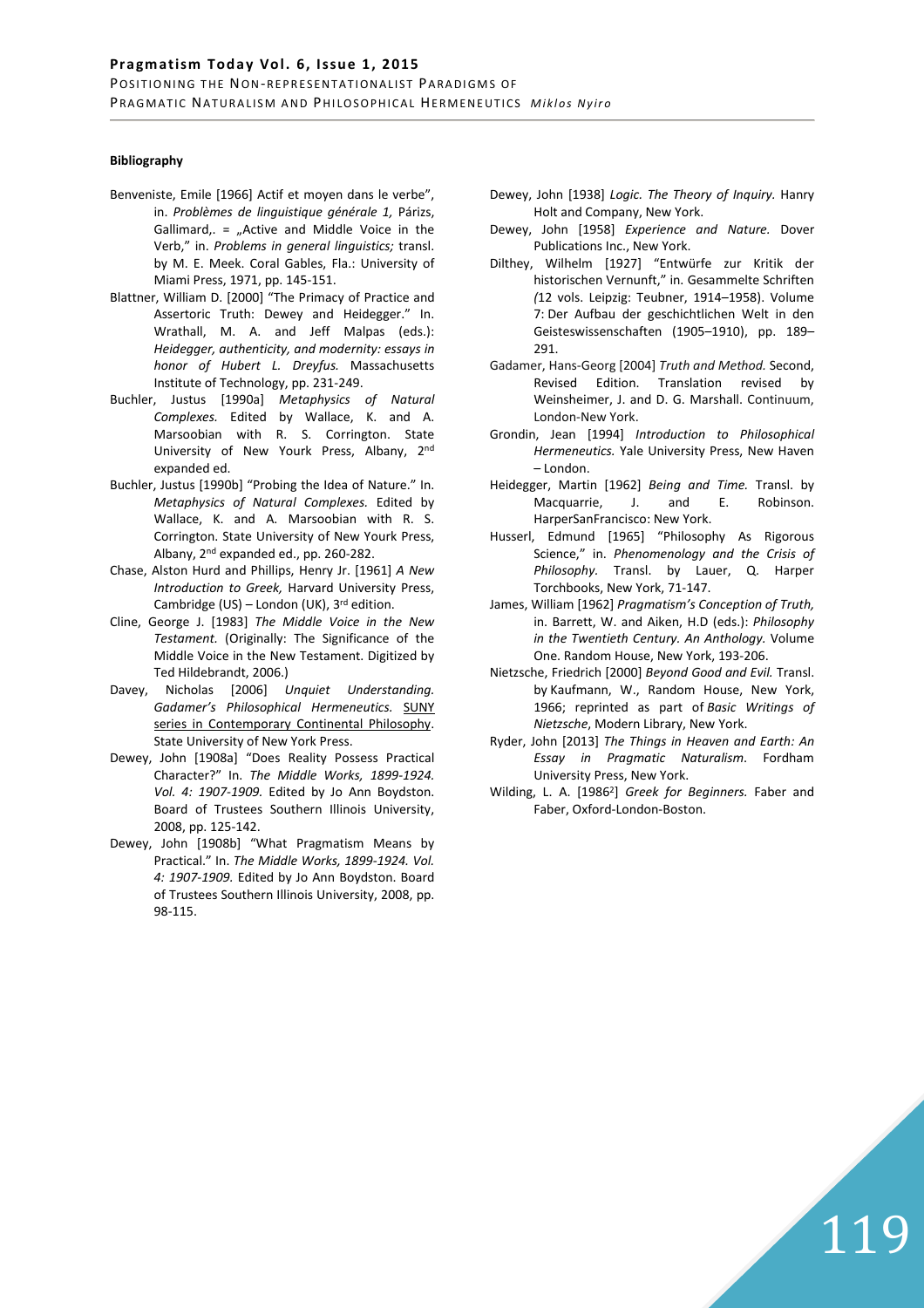**Bibliography**

- Benveniste, Emile [1966] Actif et moyen dans le verbe", in. *Problèmes de linguistique générale 1,* Párizs, Gallimard,. = „Active and Middle Voice in the Verb," in. *Problems in general linguistics;* transl. by M. E. Meek. Coral Gables, Fla.: University of Miami Press, 1971, pp. 145-151.
- Blattner, William D. [2000] "The Primacy of Practice and Assertoric Truth: Dewey and Heidegger." In. Wrathall, M. A. and Jeff Malpas (eds.): *Heidegger, authenticity, and modernity: essays in honor of Hubert L. Dreyfus.* Massachusetts Institute of Technology, pp. 231-249.
- Buchler, Justus [1990a] *Metaphysics of Natural Complexes.* Edited by Wallace, K. and A. Marsoobian with R. S. Corrington. State University of New Yourk Press, Albany, 2nd expanded ed.
- Buchler, Justus [1990b] "Probing the Idea of Nature." In. *Metaphysics of Natural Complexes.* Edited by Wallace, K. and A. Marsoobian with R. S. Corrington. State University of New Yourk Press, Albany, 2nd expanded ed., pp. 260-282.
- Chase, Alston Hurd and Phillips, Henry Jr. [1961] *A New Introduction to Greek,* Harvard University Press, Cambridge (US) – London (UK), 3rd edition.
- Cline, George J. [1983] *The Middle Voice in the New Testament.* (Originally: The Significance of the Middle Voice in the New Testament. Digitized by Ted Hildebrandt, 2006.)
- Davey, Nicholas [2006] *Unquiet Understanding. Gadamer's Philosophical Hermeneutics.* SUNY series in Contemporary Continental Philosophy. State University of New York Press.
- Dewey, John [1908a] "Does Reality Possess Practical Character?" In. *The Middle Works, 1899-1924. Vol. 4: 1907-1909.* Edited by Jo Ann Boydston. Board of Trustees Southern Illinois University, 2008, pp. 125-142.
- Dewey, John [1908b] "What Pragmatism Means by Practical." In. *The Middle Works, 1899-1924. Vol. 4: 1907-1909.* Edited by Jo Ann Boydston. Board of Trustees Southern Illinois University, 2008, pp. 98-115.
- Dewey, John [1938] *Logic. The Theory of Inquiry.* Hanry Holt and Company, New York.
- Dewey, John [1958] *Experience and Nature.* Dover Publications Inc., New York.
- Dilthey, Wilhelm [1927] "Entwürfe zur Kritik der historischen Vernunft," in. Gesammelte Schriften *(*12 vols. Leipzig: Teubner, 1914–1958). Volume 7: Der Aufbau der geschichtlichen Welt in den Geisteswissenschaften (1905–1910), pp. 189–291.
- Gadamer, Hans-Georg [2004] *Truth and Method.* Second, Revised Edition. Translation revised by Weinsheimer, J. and D. G. Marshall. Continuum, London-New York.
- Grondin, Jean [1994] *Introduction to Philosophical Hermeneutics.* Yale University Press, New Haven – London.
- Heidegger, Martin [1962] *Being and Time.* Transl. by Macquarrie, J. and E. Robinson. HarperSanFrancisco: New York.
- Husserl, Edmund [1965] "Philosophy As Rigorous Science," in. *Phenomenology and the Crisis of Philosophy.* Transl. by Lauer, Q. Harper Torchbooks, New York, 71-147.
- James, William [1962] *Pragmatism's Conception of Truth,* in. Barrett, W. and Aiken, H.D (eds.): *Philosophy in the Twentieth Century. An Anthology.* Volume One. Random House, New York, 193-206.
- Nietzsche, Friedrich [2000] *Beyond Good and Evil.* Transl. by Kaufmann, W., Random House, New York, 1966; reprinted as part of *Basic Writings of Nietzsche*, Modern Library, New York.
- Ryder, John [2013] *The Things in Heaven and Earth: An Essay in Pragmatic Naturalism*. Fordham University Press, New York.
- Wilding, L. A. [1986[2]] *Greek for Beginners.* Faber and Faber, Oxford-London-Boston.